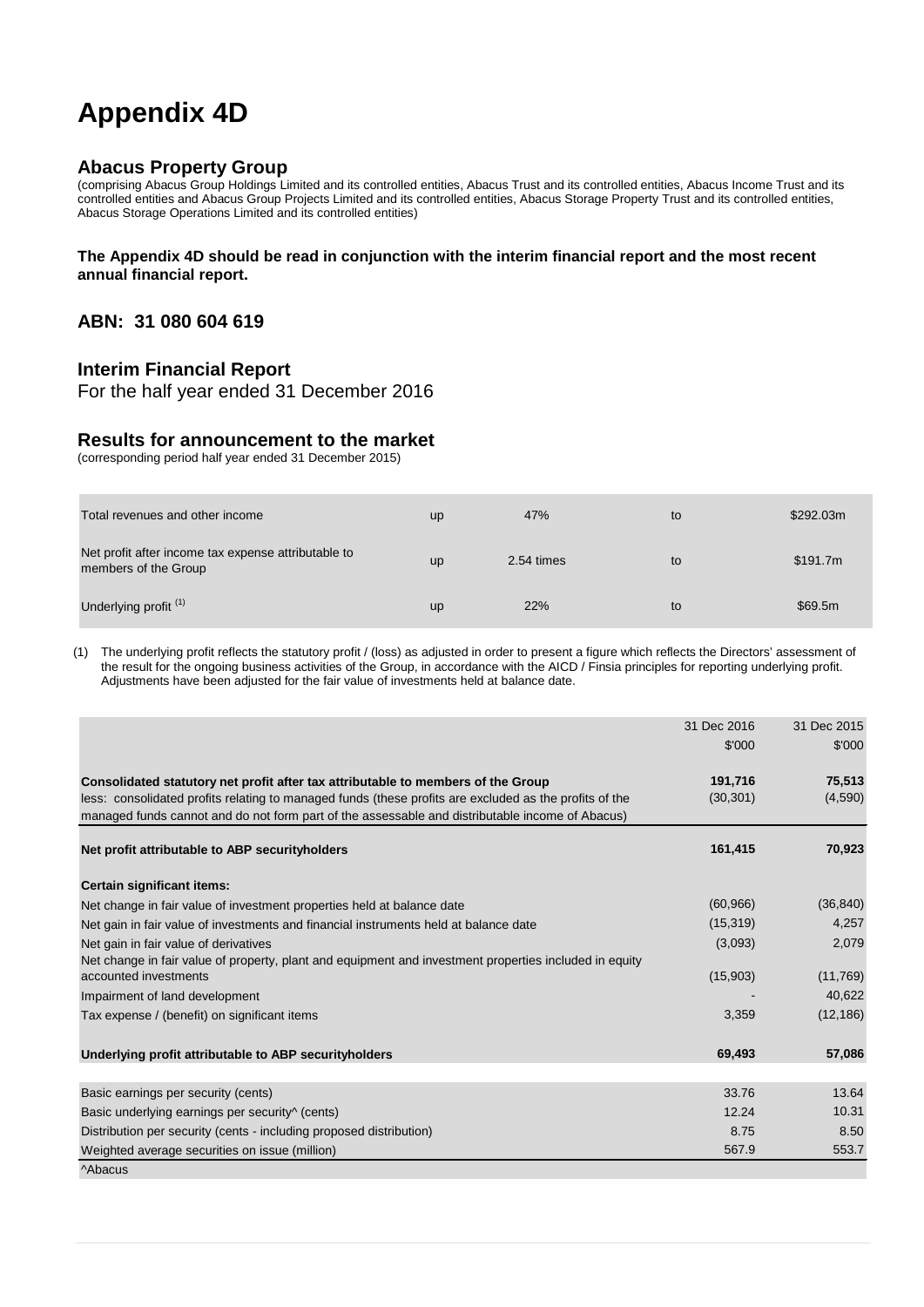# Appendix 4D

## Abacus Property Group

(comprising Abacus Group Holdings Limited and its controlled entities, Abacus Trust and its controlled entities, Abacus Income Trust and its controlled entities and Abacus Group Projects Limited and its controlled entities, Abacus Storage Property Trust and its controlled entities, Abacus Storage Operations Limited and its controlled entities)

**The Appendix 4D should be read in conjunction with the interim financial report and the most recent annual financial report.**

## ABN: 31 080 604 619

## Interim Financial Report

For the half year ended 31 December 2016

## Results for announcement to the market

(corresponding period half year ended 31 December 2015)

| | | | | |
|---|---|---|---|---|
| Total revenues and other income | up | 47% | to | $292.03m |
| Net profit after income tax expense attributable to members of the Group | up | 2.54 times | to | $191.7m |
| Underlying profit (1) | up | 22% | to | $69.5m |

(1) The underlying profit reflects the statutory profit / (loss) as adjusted in order to present a figure which reflects the Directors' assessment of the result for the ongoing business activities of the Group, in accordance with the AICD / Finsia principles for reporting underlying profit. Adjustments have been adjusted for the fair value of investments held at balance date.

| | 31 Dec 2016 | 31 Dec 2015 |
|---|---|---|
| | $'000 | $'000 |
| **Consolidated statutory net profit after tax attributable to members of the Group** | **191,716** | **75,513** |
| less: consolidated profits relating to managed funds (these profits are excluded as the profits of the managed funds cannot and do not form part of the assessable and distributable income of Abacus) | (30,301) | (4,590) |
| **Net profit attributable to ABP securityholders** | **161,415** | **70,923** |
| **Certain significant items:** | | |
| Net change in fair value of investment properties held at balance date | (60,966) | (36,840) |
| Net gain in fair value of investments and financial instruments held at balance date | (15,319) | 4,257 |
| Net gain in fair value of derivatives | (3,093) | 2,079 |
| Net change in fair value of property, plant and equipment and investment properties included in equity accounted investments | (15,903) | (11,769) |
| Impairment of land development | - | 40,622 |
| Tax expense / (benefit) on significant items | 3,359 | (12,186) |
| **Underlying profit attributable to ABP securityholders** | **69,493** | **57,086** |
| Basic earnings per security (cents) | 33.76 | 13.64 |
| Basic underlying earnings per security^ (cents) | 12.24 | 10.31 |
| Distribution per security (cents - including proposed distribution) | 8.75 | 8.50 |
| Weighted average securities on issue (million) | 567.9 | 553.7 |

^Abacus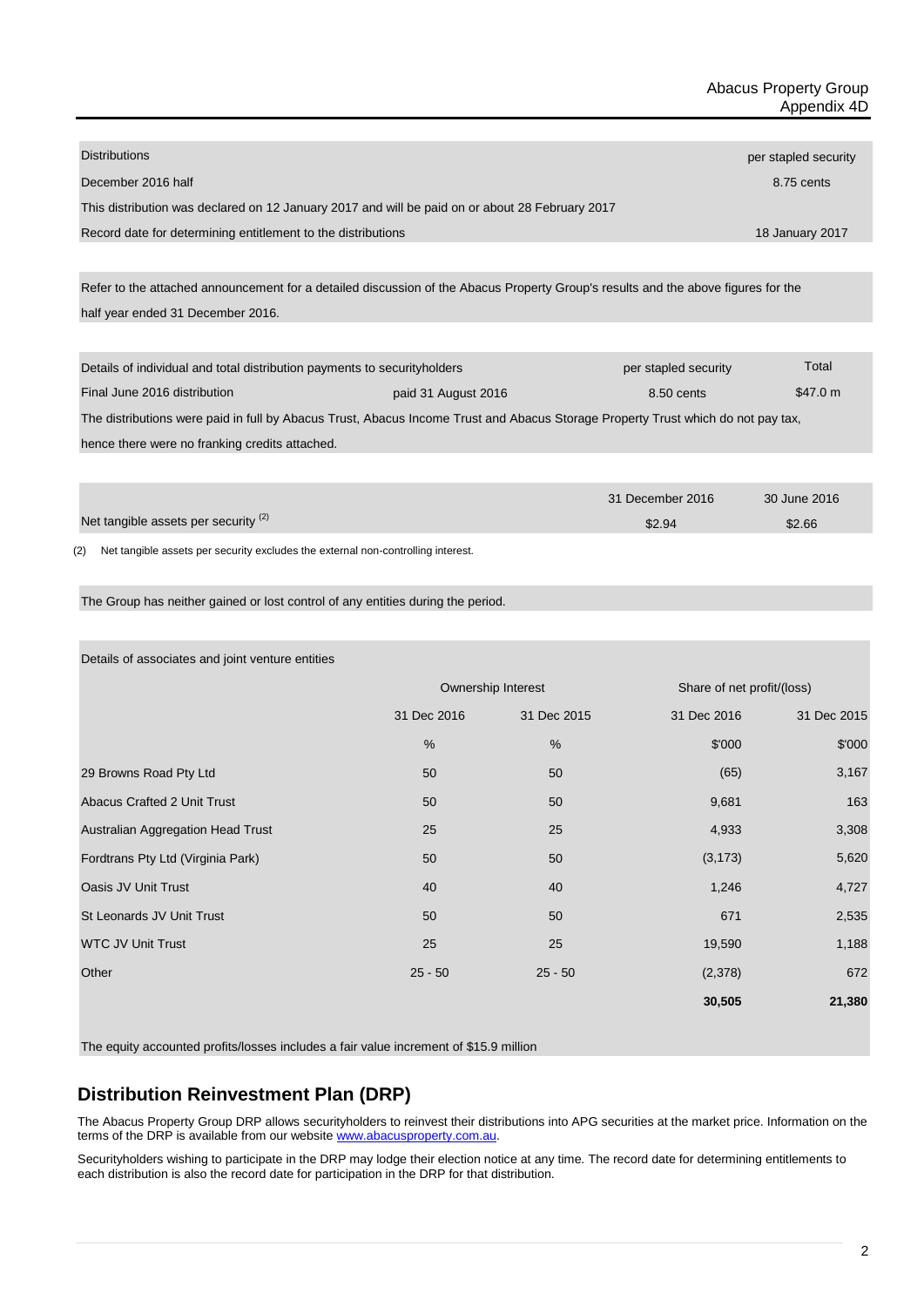| Distributions | per stapled security |
| --- | --- |
| December 2016 half | 8.75 cents |
| This distribution was declared on 12 January 2017 and will be paid on or about 28 February 2017 | |
| Record date for determining entitlement to the distributions | 18 January 2017 |

Refer to the attached announcement for a detailed discussion of the Abacus Property Group's results and the above figures for the half year ended 31 December 2016.

| Details of individual and total distribution payments to securityholders | | per stapled security | Total |
| --- | --- | --- | --- |
| Final June 2016 distribution | paid 31 August 2016 | 8.50 cents | $47.0 m |

The distributions were paid in full by Abacus Trust, Abacus Income Trust and Abacus Storage Property Trust which do not pay tax, hence there were no franking credits attached.

| | 31 December 2016 | 30 June 2016 |
| --- | --- | --- |
| Net tangible assets per security [(2)] | $2.94 | $2.66 |

(2) Net tangible assets per security excludes the external non-controlling interest.

The Group has neither gained or lost control of any entities during the period.

Details of associates and joint venture entities

| | Ownership Interest | | Share of net profit/(loss) | |
| --- | --- | --- | --- | --- |
| | 31 Dec 2016 | 31 Dec 2015 | 31 Dec 2016 | 31 Dec 2015 |
| | % | % | $'000 | $'000 |
| 29 Browns Road Pty Ltd | 50 | 50 | (65) | 3,167 |
| Abacus Crafted 2 Unit Trust | 50 | 50 | 9,681 | 163 |
| Australian Aggregation Head Trust | 25 | 25 | 4,933 | 3,308 |
| Fordtrans Pty Ltd (Virginia Park) | 50 | 50 | (3,173) | 5,620 |
| Oasis JV Unit Trust | 40 | 40 | 1,246 | 4,727 |
| St Leonards JV Unit Trust | 50 | 50 | 671 | 2,535 |
| WTC JV Unit Trust | 25 | 25 | 19,590 | 1,188 |
| Other | 25 - 50 | 25 - 50 | (2,378) | 672 |
| | | | **30,505** | **21,380** |

The equity accounted profits/losses includes a fair value increment of $15.9 million

## Distribution Reinvestment Plan (DRP)

The Abacus Property Group DRP allows securityholders to reinvest their distributions into APG securities at the market price. Information on the terms of the DRP is available from our website www.abacusproperty.com.au.

Securityholders wishing to participate in the DRP may lodge their election notice at any time. The record date for determining entitlements to each distribution is also the record date for participation in the DRP for that distribution.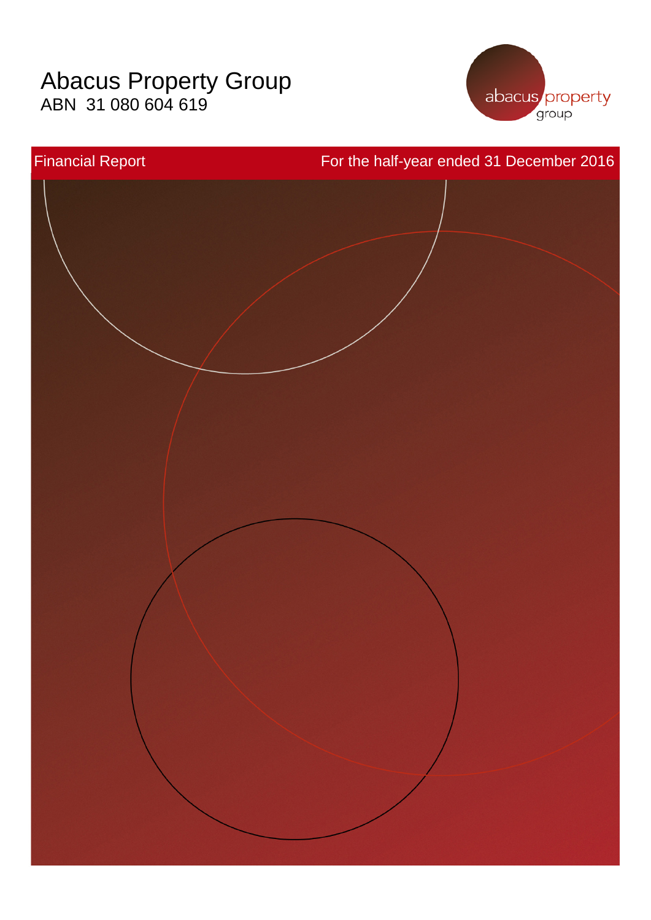# Abacus Property Group

ABN 31 080 604 619

abacus property group

Financial Report

For the half-year ended 31 December 2016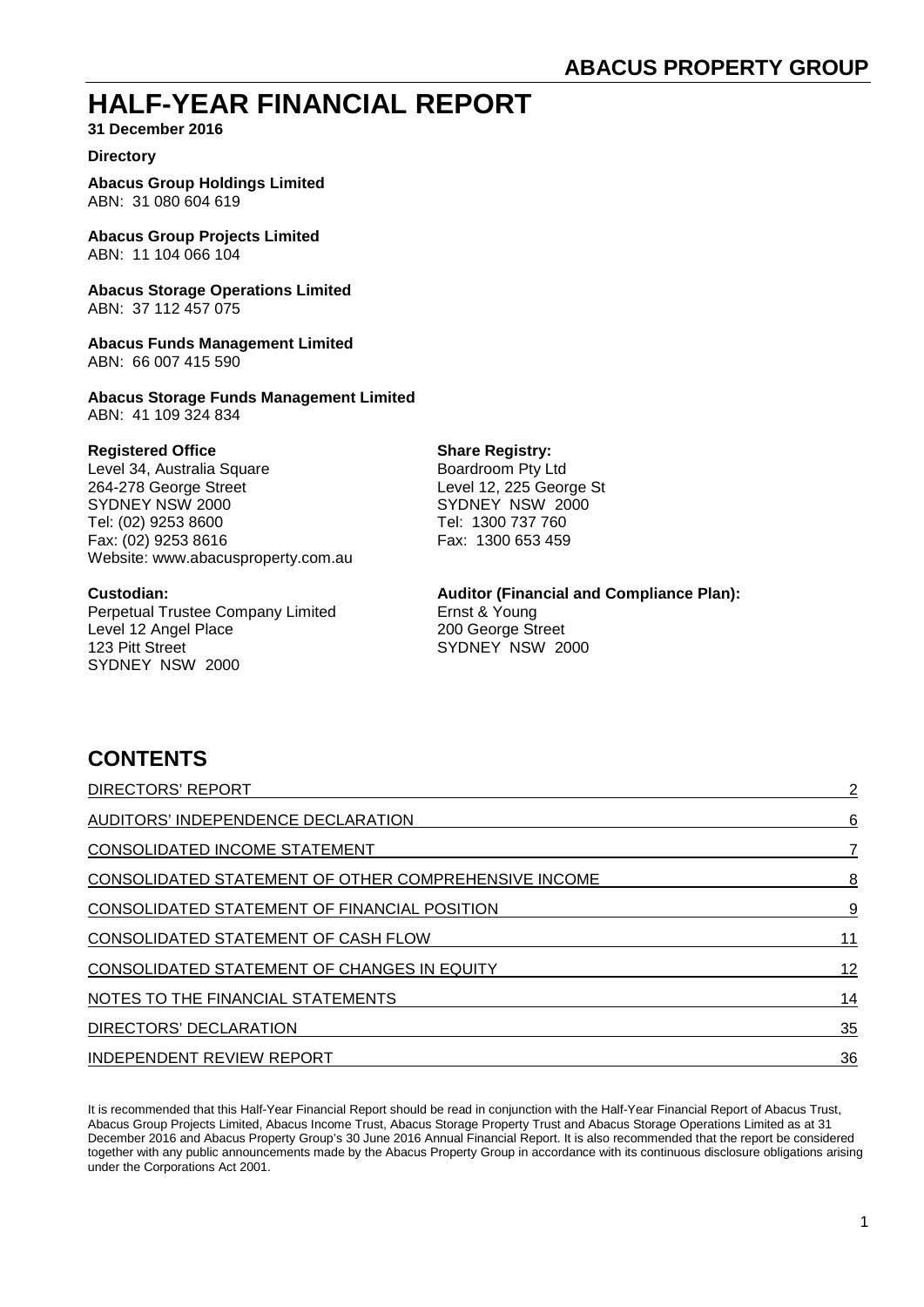# HALF-YEAR FINANCIAL REPORT

**31 December 2016**

**Directory**

**Abacus Group Holdings Limited**
ABN: 31 080 604 619

**Abacus Group Projects Limited**
ABN: 11 104 066 104

**Abacus Storage Operations Limited**
ABN: 37 112 457 075

**Abacus Funds Management Limited**
ABN: 66 007 415 590

**Abacus Storage Funds Management Limited**
ABN: 41 109 324 834

**Registered Office**
Level 34, Australia Square
264-278 George Street
SYDNEY NSW 2000
Tel: (02) 9253 8600
Fax: (02) 9253 8616
Website: www.abacusproperty.com.au

**Share Registry:**
Boardroom Pty Ltd
Level 12, 225 George St
SYDNEY NSW 2000
Tel: 1300 737 760
Fax: 1300 653 459

**Custodian:**
Perpetual Trustee Company Limited
Level 12 Angel Place
123 Pitt Street
SYDNEY NSW 2000

**Auditor (Financial and Compliance Plan):**
Ernst & Young
200 George Street
SYDNEY NSW 2000

## CONTENTS

| | |
|---|---|
| DIRECTORS' REPORT | 2 |
| AUDITORS' INDEPENDENCE DECLARATION | 6 |
| CONSOLIDATED INCOME STATEMENT | 7 |
| CONSOLIDATED STATEMENT OF OTHER COMPREHENSIVE INCOME | 8 |
| CONSOLIDATED STATEMENT OF FINANCIAL POSITION | 9 |
| CONSOLIDATED STATEMENT OF CASH FLOW | 11 |
| CONSOLIDATED STATEMENT OF CHANGES IN EQUITY | 12 |
| NOTES TO THE FINANCIAL STATEMENTS | 14 |
| DIRECTORS' DECLARATION | 35 |
| INDEPENDENT REVIEW REPORT | 36 |

It is recommended that this Half-Year Financial Report should be read in conjunction with the Half-Year Financial Report of Abacus Trust, Abacus Group Projects Limited, Abacus Income Trust, Abacus Storage Property Trust and Abacus Storage Operations Limited as at 31 December 2016 and Abacus Property Group's 30 June 2016 Annual Financial Report. It is also recommended that the report be considered together with any public announcements made by the Abacus Property Group in accordance with its continuous disclosure obligations arising under the Corporations Act 2001.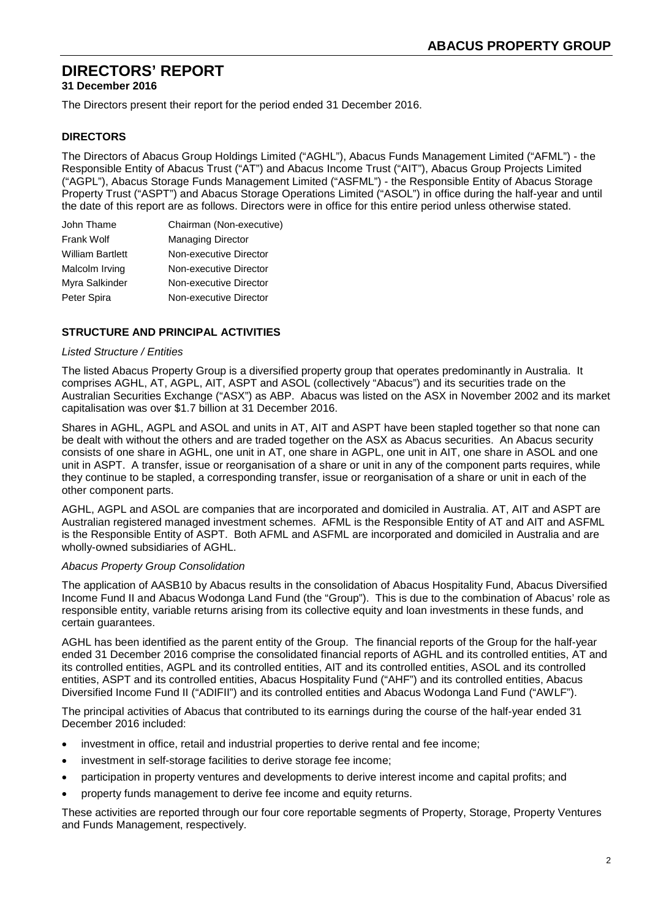# DIRECTORS' REPORT

**31 December 2016**

The Directors present their report for the period ended 31 December 2016.

## DIRECTORS

The Directors of Abacus Group Holdings Limited ("AGHL"), Abacus Funds Management Limited ("AFML") - the Responsible Entity of Abacus Trust ("AT") and Abacus Income Trust ("AIT"), Abacus Group Projects Limited ("AGPL"), Abacus Storage Funds Management Limited ("ASFML") - the Responsible Entity of Abacus Storage Property Trust ("ASPT") and Abacus Storage Operations Limited ("ASOL") in office during the half-year and until the date of this report are as follows. Directors were in office for this entire period unless otherwise stated.

| | |
|---|---|
| John Thame | Chairman (Non-executive) |
| Frank Wolf | Managing Director |
| William Bartlett | Non-executive Director |
| Malcolm Irving | Non-executive Director |
| Myra Salkinder | Non-executive Director |
| Peter Spira | Non-executive Director |

## STRUCTURE AND PRINCIPAL ACTIVITIES

*Listed Structure / Entities*

The listed Abacus Property Group is a diversified property group that operates predominantly in Australia. It comprises AGHL, AT, AGPL, AIT, ASPT and ASOL (collectively "Abacus") and its securities trade on the Australian Securities Exchange ("ASX") as ABP. Abacus was listed on the ASX in November 2002 and its market capitalisation was over $1.7 billion at 31 December 2016.

Shares in AGHL, AGPL and ASOL and units in AT, AIT and ASPT have been stapled together so that none can be dealt with without the others and are traded together on the ASX as Abacus securities. An Abacus security consists of one share in AGHL, one unit in AT, one share in AGPL, one unit in AIT, one share in ASOL and one unit in ASPT. A transfer, issue or reorganisation of a share or unit in any of the component parts requires, while they continue to be stapled, a corresponding transfer, issue or reorganisation of a share or unit in each of the other component parts.

AGHL, AGPL and ASOL are companies that are incorporated and domiciled in Australia. AT, AIT and ASPT are Australian registered managed investment schemes. AFML is the Responsible Entity of AT and AIT and ASFML is the Responsible Entity of ASPT. Both AFML and ASFML are incorporated and domiciled in Australia and are wholly-owned subsidiaries of AGHL.

*Abacus Property Group Consolidation*

The application of AASB10 by Abacus results in the consolidation of Abacus Hospitality Fund, Abacus Diversified Income Fund II and Abacus Wodonga Land Fund (the "Group"). This is due to the combination of Abacus' role as responsible entity, variable returns arising from its collective equity and loan investments in these funds, and certain guarantees.

AGHL has been identified as the parent entity of the Group. The financial reports of the Group for the half-year ended 31 December 2016 comprise the consolidated financial reports of AGHL and its controlled entities, AT and its controlled entities, AGPL and its controlled entities, AIT and its controlled entities, ASOL and its controlled entities, ASPT and its controlled entities, Abacus Hospitality Fund ("AHF") and its controlled entities, Abacus Diversified Income Fund II ("ADIFII") and its controlled entities and Abacus Wodonga Land Fund ("AWLF").

The principal activities of Abacus that contributed to its earnings during the course of the half-year ended 31 December 2016 included:

- investment in office, retail and industrial properties to derive rental and fee income;
- investment in self-storage facilities to derive storage fee income;
- participation in property ventures and developments to derive interest income and capital profits; and
- property funds management to derive fee income and equity returns.

These activities are reported through our four core reportable segments of Property, Storage, Property Ventures and Funds Management, respectively.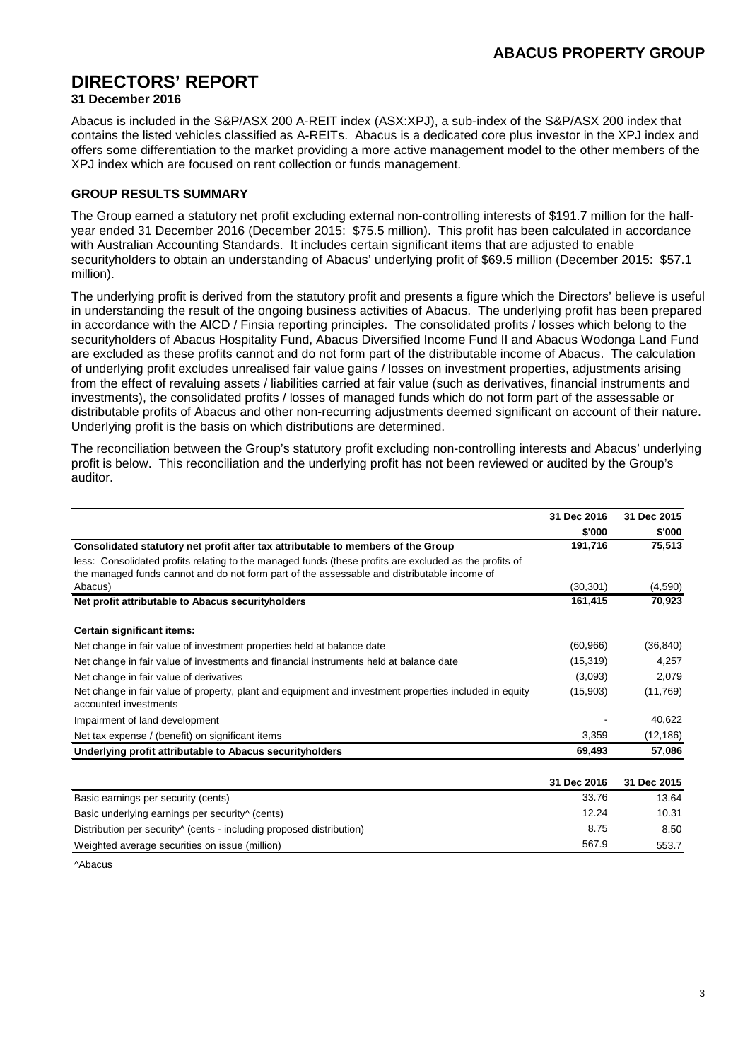# DIRECTORS' REPORT

**31 December 2016**

Abacus is included in the S&P/ASX 200 A-REIT index (ASX:XPJ), a sub-index of the S&P/ASX 200 index that contains the listed vehicles classified as A-REITs. Abacus is a dedicated core plus investor in the XPJ index and offers some differentiation to the market providing a more active management model to the other members of the XPJ index which are focused on rent collection or funds management.

### GROUP RESULTS SUMMARY

The Group earned a statutory net profit excluding external non-controlling interests of $191.7 million for the half-year ended 31 December 2016 (December 2015: $75.5 million). This profit has been calculated in accordance with Australian Accounting Standards. It includes certain significant items that are adjusted to enable securityholders to obtain an understanding of Abacus' underlying profit of $69.5 million (December 2015: $57.1 million).

The underlying profit is derived from the statutory profit and presents a figure which the Directors' believe is useful in understanding the result of the ongoing business activities of Abacus. The underlying profit has been prepared in accordance with the AICD / Finsia reporting principles. The consolidated profits / losses which belong to the securityholders of Abacus Hospitality Fund, Abacus Diversified Income Fund II and Abacus Wodonga Land Fund are excluded as these profits cannot and do not form part of the distributable income of Abacus. The calculation of underlying profit excludes unrealised fair value gains / losses on investment properties, adjustments arising from the effect of revaluing assets / liabilities carried at fair value (such as derivatives, financial instruments and investments), the consolidated profits / losses of managed funds which do not form part of the assessable or distributable profits of Abacus and other non-recurring adjustments deemed significant on account of their nature. Underlying profit is the basis on which distributions are determined.

The reconciliation between the Group's statutory profit excluding non-controlling interests and Abacus' underlying profit is below. This reconciliation and the underlying profit has not been reviewed or audited by the Group's auditor.

| | 31 Dec 2016 | 31 Dec 2015 |
|---|---|---|
| | $'000 | $'000 |
| **Consolidated statutory net profit after tax attributable to members of the Group** | **191,716** | **75,513** |
| less: Consolidated profits relating to the managed funds (these profits are excluded as the profits of the managed funds cannot and do not form part of the assessable and distributable income of Abacus) | (30,301) | (4,590) |
| **Net profit attributable to Abacus securityholders** | **161,415** | **70,923** |
| **Certain significant items:** | | |
| Net change in fair value of investment properties held at balance date | (60,966) | (36,840) |
| Net change in fair value of investments and financial instruments held at balance date | (15,319) | 4,257 |
| Net change in fair value of derivatives | (3,093) | 2,079 |
| Net change in fair value of property, plant and equipment and investment properties included in equity accounted investments | (15,903) | (11,769) |
| Impairment of land development | - | 40,622 |
| Net tax expense / (benefit) on significant items | 3,359 | (12,186) |
| **Underlying profit attributable to Abacus securityholders** | **69,493** | **57,086** |

| | 31 Dec 2016 | 31 Dec 2015 |
|---|---|---|
| Basic earnings per security (cents) | 33.76 | 13.64 |
| Basic underlying earnings per security^ (cents) | 12.24 | 10.31 |
| Distribution per security^ (cents - including proposed distribution) | 8.75 | 8.50 |
| Weighted average securities on issue (million) | 567.9 | 553.7 |

^Abacus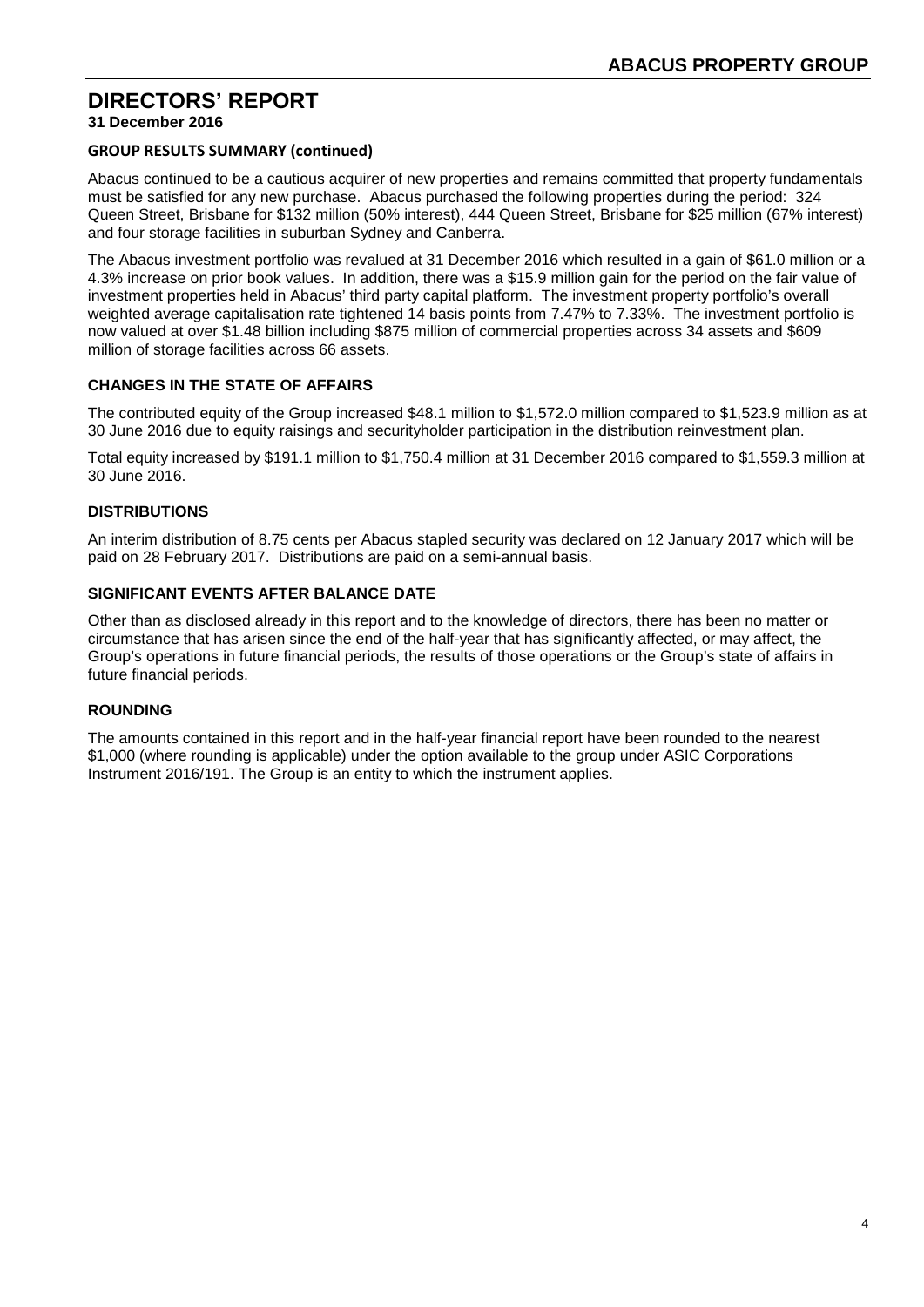# DIRECTORS' REPORT

**31 December 2016**

**GROUP RESULTS SUMMARY (continued)**

Abacus continued to be a cautious acquirer of new properties and remains committed that property fundamentals must be satisfied for any new purchase. Abacus purchased the following properties during the period: 324 Queen Street, Brisbane for $132 million (50% interest), 444 Queen Street, Brisbane for $25 million (67% interest) and four storage facilities in suburban Sydney and Canberra.

The Abacus investment portfolio was revalued at 31 December 2016 which resulted in a gain of $61.0 million or a 4.3% increase on prior book values. In addition, there was a $15.9 million gain for the period on the fair value of investment properties held in Abacus' third party capital platform. The investment property portfolio's overall weighted average capitalisation rate tightened 14 basis points from 7.47% to 7.33%. The investment portfolio is now valued at over $1.48 billion including $875 million of commercial properties across 34 assets and $609 million of storage facilities across 66 assets.

## CHANGES IN THE STATE OF AFFAIRS

The contributed equity of the Group increased $48.1 million to $1,572.0 million compared to $1,523.9 million as at 30 June 2016 due to equity raisings and securityholder participation in the distribution reinvestment plan.

Total equity increased by $191.1 million to $1,750.4 million at 31 December 2016 compared to $1,559.3 million at 30 June 2016.

## DISTRIBUTIONS

An interim distribution of 8.75 cents per Abacus stapled security was declared on 12 January 2017 which will be paid on 28 February 2017. Distributions are paid on a semi-annual basis.

## SIGNIFICANT EVENTS AFTER BALANCE DATE

Other than as disclosed already in this report and to the knowledge of directors, there has been no matter or circumstance that has arisen since the end of the half-year that has significantly affected, or may affect, the Group's operations in future financial periods, the results of those operations or the Group's state of affairs in future financial periods.

## ROUNDING

The amounts contained in this report and in the half-year financial report have been rounded to the nearest $1,000 (where rounding is applicable) under the option available to the group under ASIC Corporations Instrument 2016/191. The Group is an entity to which the instrument applies.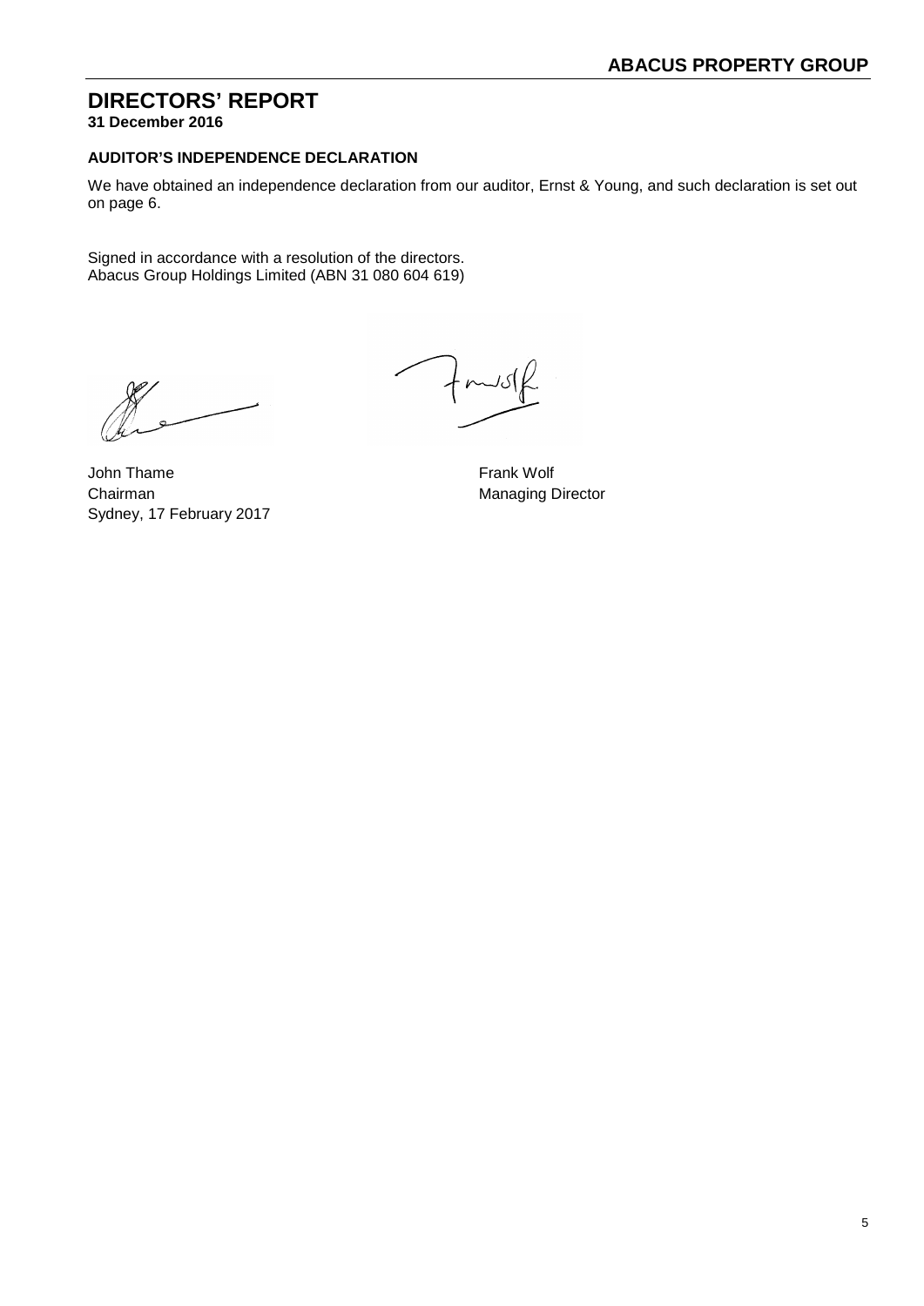# DIRECTORS' REPORT

**31 December 2016**

### AUDITOR'S INDEPENDENCE DECLARATION

We have obtained an independence declaration from our auditor, Ernst & Young, and such declaration is set out on page 6.

Signed in accordance with a resolution of the directors.
Abacus Group Holdings Limited (ABN 31 080 604 619)

John Thame
Chairman
Sydney, 17 February 2017

Frank Wolf
Managing Director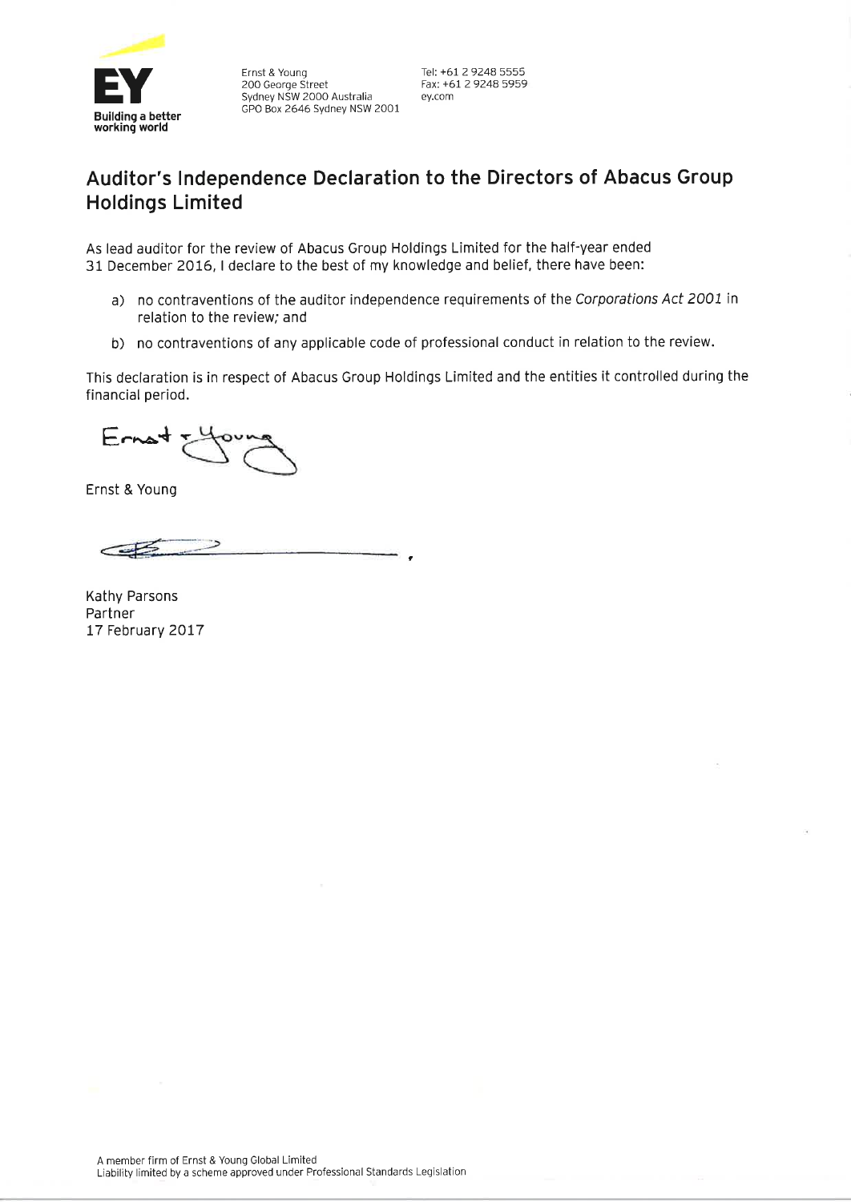Ernst & Young
200 George Street
Sydney NSW 2000 Australia
GPO Box 2646 Sydney NSW 2001

Tel: +61 2 9248 5555
Fax: +61 2 9248 5959
ey.com

## Auditor's Independence Declaration to the Directors of Abacus Group Holdings Limited

As lead auditor for the review of Abacus Group Holdings Limited for the half-year ended 31 December 2016, I declare to the best of my knowledge and belief, there have been:

a) no contraventions of the auditor independence requirements of the *Corporations Act 2001* in relation to the review; and

b) no contraventions of any applicable code of professional conduct in relation to the review.

This declaration is in respect of Abacus Group Holdings Limited and the entities it controlled during the financial period.

Ernst & Young

Kathy Parsons
Partner
17 February 2017

A member firm of Ernst & Young Global Limited
Liability limited by a scheme approved under Professional Standards Legislation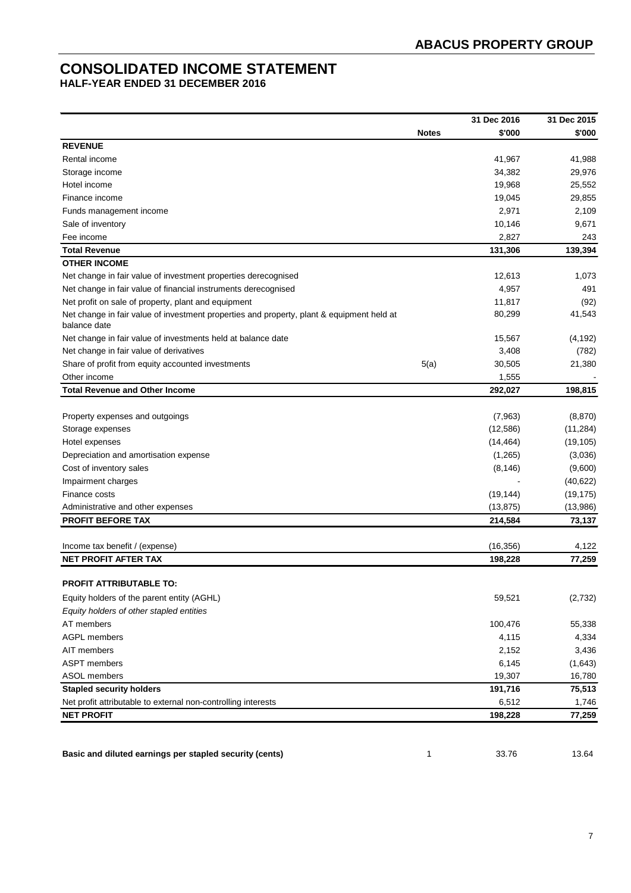# CONSOLIDATED INCOME STATEMENT

## HALF-YEAR ENDED 31 DECEMBER 2016

| | Notes | 31 Dec 2016 $'000 | 31 Dec 2015 $'000 |
|---|---|---|---|
| **REVENUE** | | | |
| Rental income | | 41,967 | 41,988 |
| Storage income | | 34,382 | 29,976 |
| Hotel income | | 19,968 | 25,552 |
| Finance income | | 19,045 | 29,855 |
| Funds management income | | 2,971 | 2,109 |
| Sale of inventory | | 10,146 | 9,671 |
| Fee income | | 2,827 | 243 |
| **Total Revenue** | | **131,306** | **139,394** |
| **OTHER INCOME** | | | |
| Net change in fair value of investment properties derecognised | | 12,613 | 1,073 |
| Net change in fair value of financial instruments derecognised | | 4,957 | 491 |
| Net profit on sale of property, plant and equipment | | 11,817 | (92) |
| Net change in fair value of investment properties and property, plant & equipment held at balance date | | 80,299 | 41,543 |
| Net change in fair value of investments held at balance date | | 15,567 | (4,192) |
| Net change in fair value of derivatives | | 3,408 | (782) |
| Share of profit from equity accounted investments | 5(a) | 30,505 | 21,380 |
| Other income | | 1,555 | - |
| **Total Revenue and Other Income** | | **292,027** | **198,815** |
| | | | |
| Property expenses and outgoings | | (7,963) | (8,870) |
| Storage expenses | | (12,586) | (11,284) |
| Hotel expenses | | (14,464) | (19,105) |
| Depreciation and amortisation expense | | (1,265) | (3,036) |
| Cost of inventory sales | | (8,146) | (9,600) |
| Impairment charges | | - | (40,622) |
| Finance costs | | (19,144) | (19,175) |
| Administrative and other expenses | | (13,875) | (13,986) |
| **PROFIT BEFORE TAX** | | **214,584** | **73,137** |
| | | | |
| Income tax benefit / (expense) | | (16,356) | 4,122 |
| **NET PROFIT AFTER TAX** | | **198,228** | **77,259** |
| | | | |
| **PROFIT ATTRIBUTABLE TO:** | | | |
| Equity holders of the parent entity (AGHL) | | 59,521 | (2,732) |
| *Equity holders of other stapled entities* | | | |
| AT members | | 100,476 | 55,338 |
| AGPL members | | 4,115 | 4,334 |
| AIT members | | 2,152 | 3,436 |
| ASPT members | | 6,145 | (1,643) |
| ASOL members | | 19,307 | 16,780 |
| **Stapled security holders** | | **191,716** | **75,513** |
| Net profit attributable to external non-controlling interests | | 6,512 | 1,746 |
| **NET PROFIT** | | **198,228** | **77,259** |
| | | | |
| **Basic and diluted earnings per stapled security (cents)** | 1 | 33.76 | 13.64 |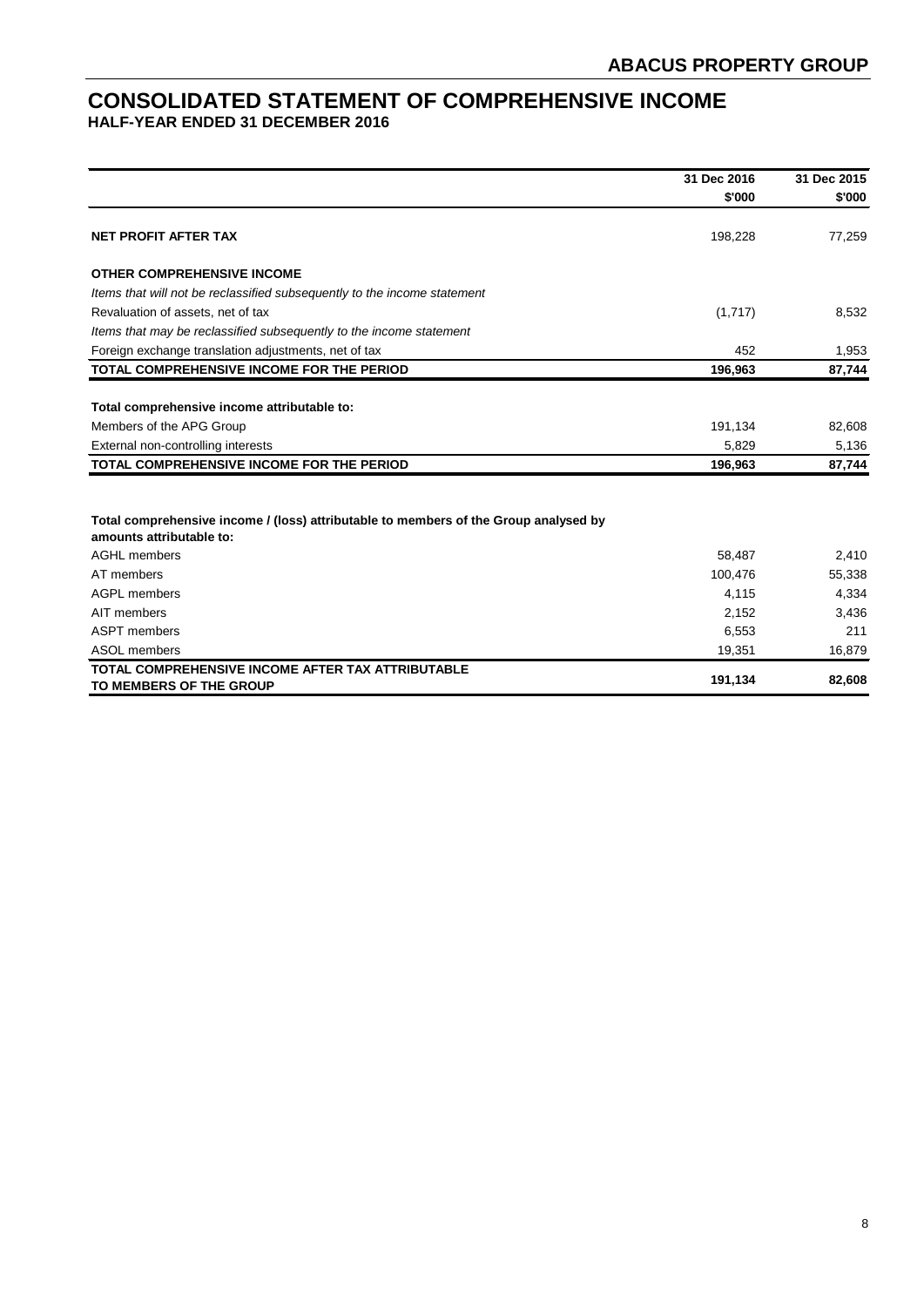# CONSOLIDATED STATEMENT OF COMPREHENSIVE INCOME

**HALF-YEAR ENDED 31 DECEMBER 2016**

| | 31 Dec 2016 | 31 Dec 2015 |
|---|---|---|
| | $'000 | $'000 |
| **NET PROFIT AFTER TAX** | 198,228 | 77,259 |
| **OTHER COMPREHENSIVE INCOME** | | |
| *Items that will not be reclassified subsequently to the income statement* | | |
| Revaluation of assets, net of tax | (1,717) | 8,532 |
| *Items that may be reclassified subsequently to the income statement* | | |
| Foreign exchange translation adjustments, net of tax | 452 | 1,953 |
| **TOTAL COMPREHENSIVE INCOME FOR THE PERIOD** | **196,963** | **87,744** |
| **Total comprehensive income attributable to:** | | |
| Members of the APG Group | 191,134 | 82,608 |
| External non-controlling interests | 5,829 | 5,136 |
| **TOTAL COMPREHENSIVE INCOME FOR THE PERIOD** | **196,963** | **87,744** |
| **Total comprehensive income / (loss) attributable to members of the Group analysed by amounts attributable to:** | | |
| AGHL members | 58,487 | 2,410 |
| AT members | 100,476 | 55,338 |
| AGPL members | 4,115 | 4,334 |
| AIT members | 2,152 | 3,436 |
| ASPT members | 6,553 | 211 |
| ASOL members | 19,351 | 16,879 |
| **TOTAL COMPREHENSIVE INCOME AFTER TAX ATTRIBUTABLE TO MEMBERS OF THE GROUP** | **191,134** | **82,608** |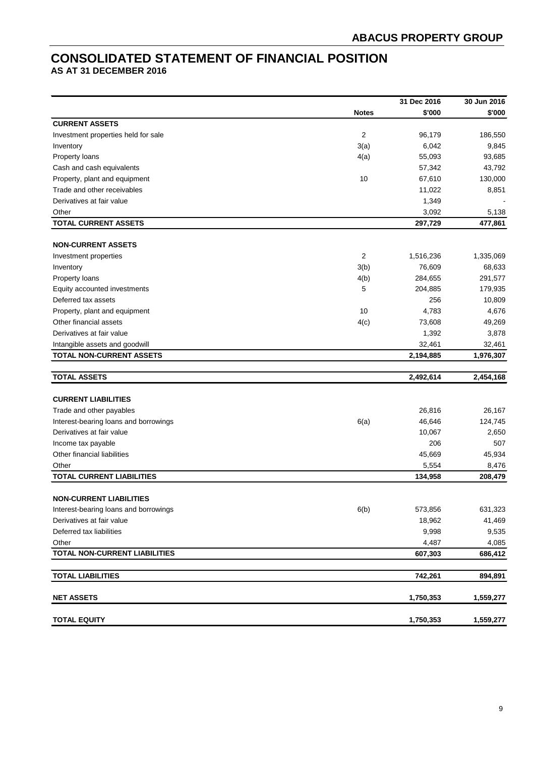# CONSOLIDATED STATEMENT OF FINANCIAL POSITION

## AS AT 31 DECEMBER 2016

| | Notes | 31 Dec 2016 $'000 | 30 Jun 2016 $'000 |
|---|---|---|---|
| **CURRENT ASSETS** | | | |
| Investment properties held for sale | 2 | 96,179 | 186,550 |
| Inventory | 3(a) | 6,042 | 9,845 |
| Property loans | 4(a) | 55,093 | 93,685 |
| Cash and cash equivalents | | 57,342 | 43,792 |
| Property, plant and equipment | 10 | 67,610 | 130,000 |
| Trade and other receivables | | 11,022 | 8,851 |
| Derivatives at fair value | | 1,349 | - |
| Other | | 3,092 | 5,138 |
| **TOTAL CURRENT ASSETS** | | **297,729** | **477,861** |
| | | | |
| **NON-CURRENT ASSETS** | | | |
| Investment properties | 2 | 1,516,236 | 1,335,069 |
| Inventory | 3(b) | 76,609 | 68,633 |
| Property loans | 4(b) | 284,655 | 291,577 |
| Equity accounted investments | 5 | 204,885 | 179,935 |
| Deferred tax assets | | 256 | 10,809 |
| Property, plant and equipment | 10 | 4,783 | 4,676 |
| Other financial assets | 4(c) | 73,608 | 49,269 |
| Derivatives at fair value | | 1,392 | 3,878 |
| Intangible assets and goodwill | | 32,461 | 32,461 |
| **TOTAL NON-CURRENT ASSETS** | | **2,194,885** | **1,976,307** |
| | | | |
| **TOTAL ASSETS** | | **2,492,614** | **2,454,168** |
| | | | |
| **CURRENT LIABILITIES** | | | |
| Trade and other payables | | 26,816 | 26,167 |
| Interest-bearing loans and borrowings | 6(a) | 46,646 | 124,745 |
| Derivatives at fair value | | 10,067 | 2,650 |
| Income tax payable | | 206 | 507 |
| Other financial liabilities | | 45,669 | 45,934 |
| Other | | 5,554 | 8,476 |
| **TOTAL CURRENT LIABILITIES** | | **134,958** | **208,479** |
| | | | |
| **NON-CURRENT LIABILITIES** | | | |
| Interest-bearing loans and borrowings | 6(b) | 573,856 | 631,323 |
| Derivatives at fair value | | 18,962 | 41,469 |
| Deferred tax liabilities | | 9,998 | 9,535 |
| Other | | 4,487 | 4,085 |
| **TOTAL NON-CURRENT LIABILITIES** | | **607,303** | **686,412** |
| | | | |
| **TOTAL LIABILITIES** | | **742,261** | **894,891** |
| | | | |
| **NET ASSETS** | | **1,750,353** | **1,559,277** |
| | | | |
| **TOTAL EQUITY** | | **1,750,353** | **1,559,277** |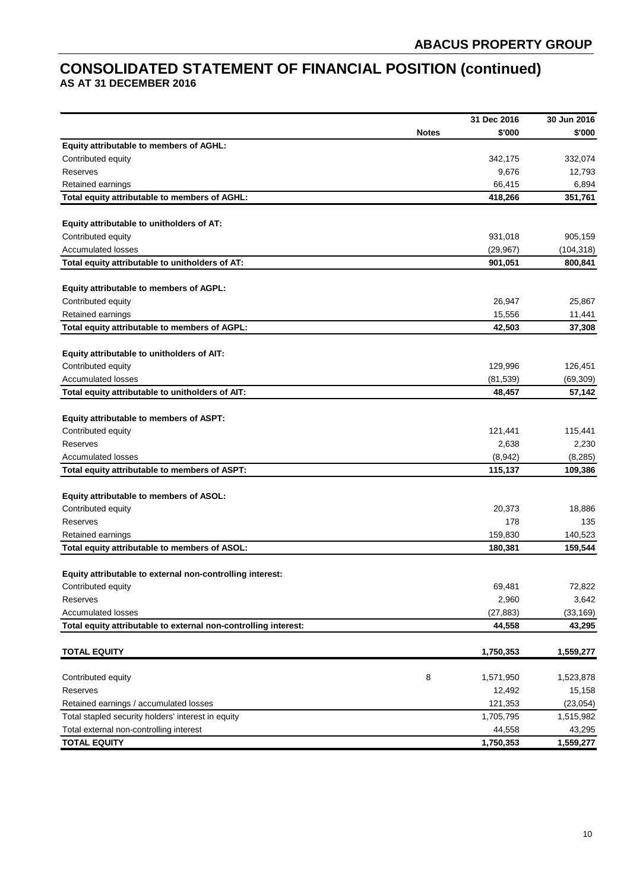# CONSOLIDATED STATEMENT OF FINANCIAL POSITION (continued)

**AS AT 31 DECEMBER 2016**

| | Notes | 31 Dec 2016 $'000 | 30 Jun 2016 $'000 |
|---|---|---|---|
| **Equity attributable to members of AGHL:** | | | |
| Contributed equity | | 342,175 | 332,074 |
| Reserves | | 9,676 | 12,793 |
| Retained earnings | | 66,415 | 6,894 |
| **Total equity attributable to members of AGHL:** | | **418,266** | **351,761** |
| | | | |
| **Equity attributable to unitholders of AT:** | | | |
| Contributed equity | | 931,018 | 905,159 |
| Accumulated losses | | (29,967) | (104,318) |
| **Total equity attributable to unitholders of AT:** | | **901,051** | **800,841** |
| | | | |
| **Equity attributable to members of AGPL:** | | | |
| Contributed equity | | 26,947 | 25,867 |
| Retained earnings | | 15,556 | 11,441 |
| **Total equity attributable to members of AGPL:** | | **42,503** | **37,308** |
| | | | |
| **Equity attributable to unitholders of AIT:** | | | |
| Contributed equity | | 129,996 | 126,451 |
| Accumulated losses | | (81,539) | (69,309) |
| **Total equity attributable to unitholders of AIT:** | | **48,457** | **57,142** |
| | | | |
| **Equity attributable to members of ASPT:** | | | |
| Contributed equity | | 121,441 | 115,441 |
| Reserves | | 2,638 | 2,230 |
| Accumulated losses | | (8,942) | (8,285) |
| **Total equity attributable to members of ASPT:** | | **115,137** | **109,386** |
| | | | |
| **Equity attributable to members of ASOL:** | | | |
| Contributed equity | | 20,373 | 18,886 |
| Reserves | | 178 | 135 |
| Retained earnings | | 159,830 | 140,523 |
| **Total equity attributable to members of ASOL:** | | **180,381** | **159,544** |
| | | | |
| **Equity attributable to external non-controlling interest:** | | | |
| Contributed equity | | 69,481 | 72,822 |
| Reserves | | 2,960 | 3,642 |
| Accumulated losses | | (27,883) | (33,169) |
| **Total equity attributable to external non-controlling interest:** | | **44,558** | **43,295** |
| | | | |
| **TOTAL EQUITY** | | **1,750,353** | **1,559,277** |
| | | | |
| Contributed equity | 8 | 1,571,950 | 1,523,878 |
| Reserves | | 12,492 | 15,158 |
| Retained earnings / accumulated losses | | 121,353 | (23,054) |
| Total stapled security holders' interest in equity | | 1,705,795 | 1,515,982 |
| Total external non-controlling interest | | 44,558 | 43,295 |
| **TOTAL EQUITY** | | **1,750,353** | **1,559,277** |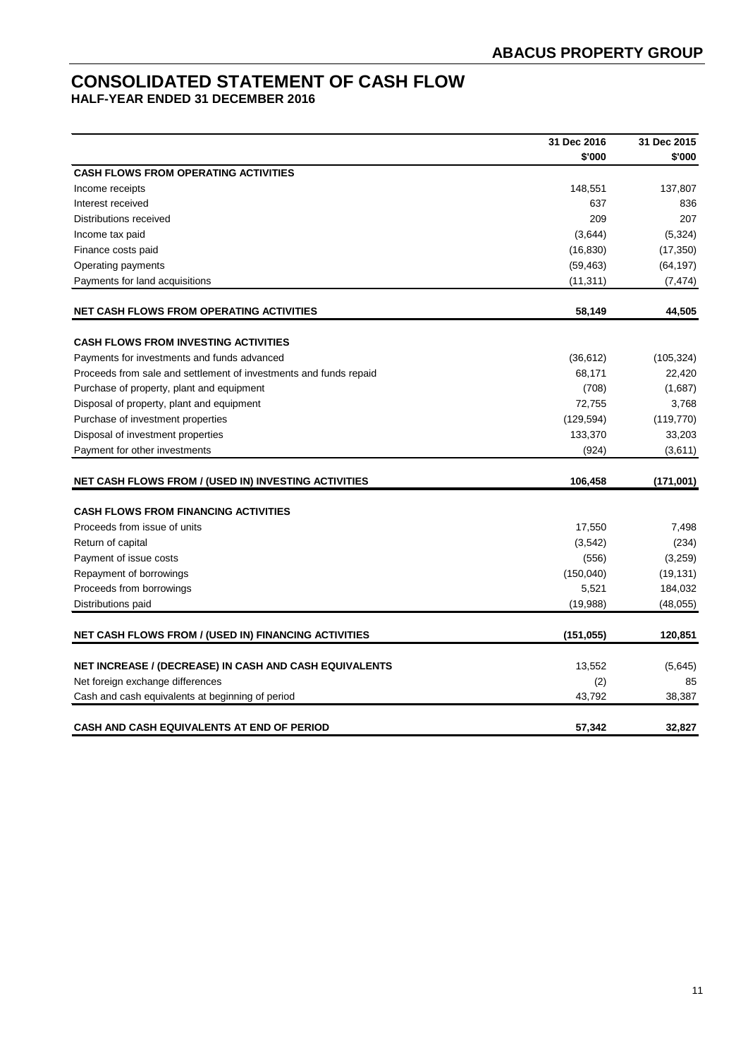# CONSOLIDATED STATEMENT OF CASH FLOW

## HALF-YEAR ENDED 31 DECEMBER 2016

| | 31 Dec 2016 | 31 Dec 2015 |
|---|---|---|
| | $'000 | $'000 |
| **CASH FLOWS FROM OPERATING ACTIVITIES** | | |
| Income receipts | 148,551 | 137,807 |
| Interest received | 637 | 836 |
| Distributions received | 209 | 207 |
| Income tax paid | (3,644) | (5,324) |
| Finance costs paid | (16,830) | (17,350) |
| Operating payments | (59,463) | (64,197) |
| Payments for land acquisitions | (11,311) | (7,474) |
| **NET CASH FLOWS FROM OPERATING ACTIVITIES** | **58,149** | **44,505** |
| **CASH FLOWS FROM INVESTING ACTIVITIES** | | |
| Payments for investments and funds advanced | (36,612) | (105,324) |
| Proceeds from sale and settlement of investments and funds repaid | 68,171 | 22,420 |
| Purchase of property, plant and equipment | (708) | (1,687) |
| Disposal of property, plant and equipment | 72,755 | 3,768 |
| Purchase of investment properties | (129,594) | (119,770) |
| Disposal of investment properties | 133,370 | 33,203 |
| Payment for other investments | (924) | (3,611) |
| **NET CASH FLOWS FROM / (USED IN) INVESTING ACTIVITIES** | **106,458** | **(171,001)** |
| **CASH FLOWS FROM FINANCING ACTIVITIES** | | |
| Proceeds from issue of units | 17,550 | 7,498 |
| Return of capital | (3,542) | (234) |
| Payment of issue costs | (556) | (3,259) |
| Repayment of borrowings | (150,040) | (19,131) |
| Proceeds from borrowings | 5,521 | 184,032 |
| Distributions paid | (19,988) | (48,055) |
| **NET CASH FLOWS FROM / (USED IN) FINANCING ACTIVITIES** | **(151,055)** | **120,851** |
| **NET INCREASE / (DECREASE) IN CASH AND CASH EQUIVALENTS** | 13,552 | (5,645) |
| Net foreign exchange differences | (2) | 85 |
| Cash and cash equivalents at beginning of period | 43,792 | 38,387 |
| **CASH AND CASH EQUIVALENTS AT END OF PERIOD** | **57,342** | **32,827** |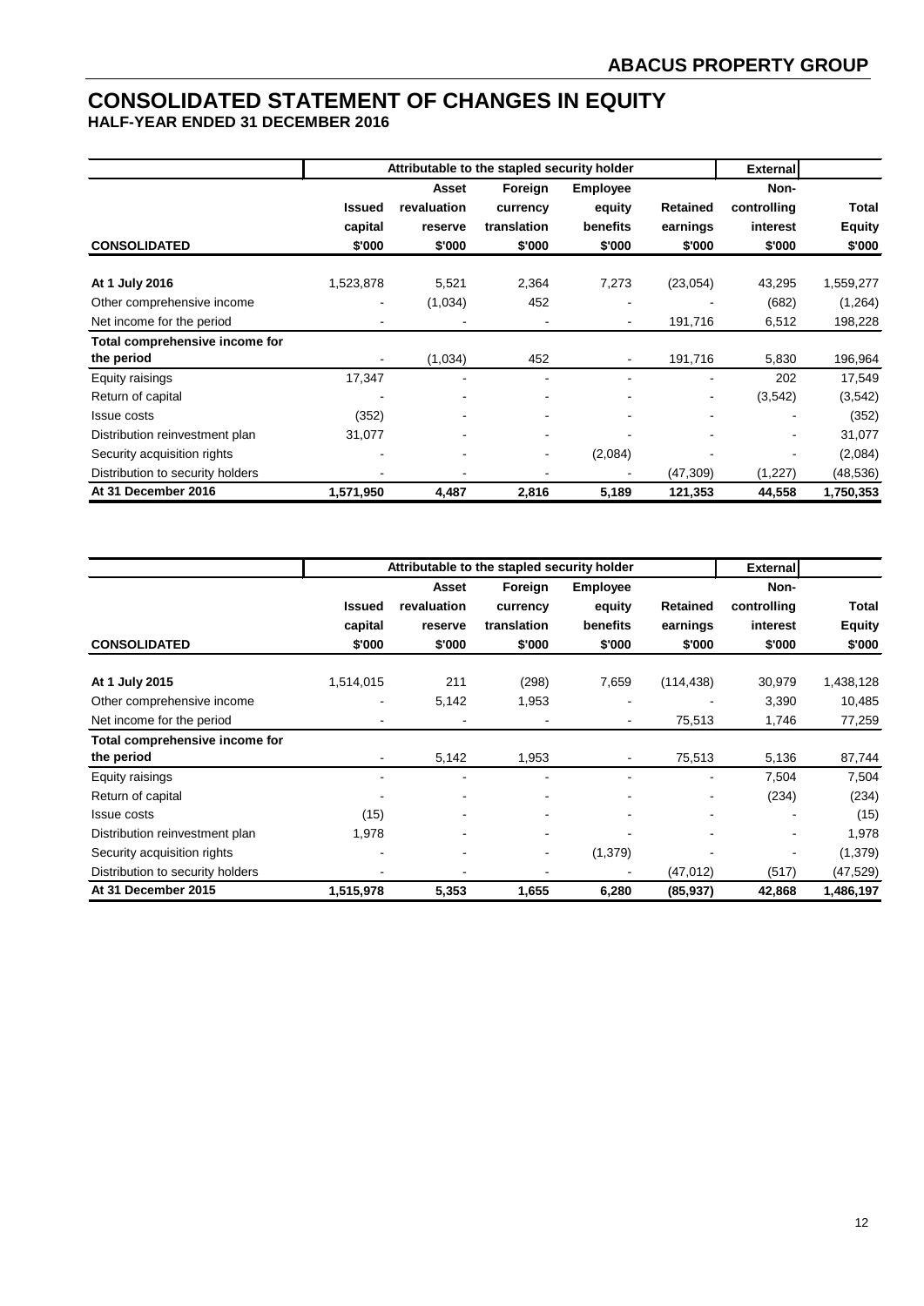# CONSOLIDATED STATEMENT OF CHANGES IN EQUITY

**HALF-YEAR ENDED 31 DECEMBER 2016**

| | Attributable to the stapled security holder | | | | | External | |
|---|---|---|---|---|---|---|---|
| | | Asset | Foreign | Employee | | Non- | |
| | Issued | revaluation | currency | equity | Retained | controlling | Total |
| | capital | reserve | translation | benefits | earnings | interest | Equity |
| **CONSOLIDATED** | **$'000** | **$'000** | **$'000** | **$'000** | **$'000** | **$'000** | **$'000** |
| **At 1 July 2016** | 1,523,878 | 5,521 | 2,364 | 7,273 | (23,054) | 43,295 | 1,559,277 |
| Other comprehensive income | - | (1,034) | 452 | - | - | (682) | (1,264) |
| Net income for the period | - | - | - | - | 191,716 | 6,512 | 198,228 |
| **Total comprehensive income for the period** | - | (1,034) | 452 | - | 191,716 | 5,830 | 196,964 |
| Equity raisings | 17,347 | - | - | - | - | 202 | 17,549 |
| Return of capital | - | - | - | - | - | (3,542) | (3,542) |
| Issue costs | (352) | - | - | - | - | - | (352) |
| Distribution reinvestment plan | 31,077 | - | - | - | - | - | 31,077 |
| Security acquisition rights | - | - | - | (2,084) | - | - | (2,084) |
| Distribution to security holders | - | - | - | - | (47,309) | (1,227) | (48,536) |
| **At 31 December 2016** | **1,571,950** | **4,487** | **2,816** | **5,189** | **121,353** | **44,558** | **1,750,353** |

| | Attributable to the stapled security holder | | | | | External | |
|---|---|---|---|---|---|---|---|
| | | Asset | Foreign | Employee | | Non- | |
| | Issued | revaluation | currency | equity | Retained | controlling | Total |
| | capital | reserve | translation | benefits | earnings | interest | Equity |
| **CONSOLIDATED** | **$'000** | **$'000** | **$'000** | **$'000** | **$'000** | **$'000** | **$'000** |
| **At 1 July 2015** | 1,514,015 | 211 | (298) | 7,659 | (114,438) | 30,979 | 1,438,128 |
| Other comprehensive income | - | 5,142 | 1,953 | - | - | 3,390 | 10,485 |
| Net income for the period | - | - | - | - | 75,513 | 1,746 | 77,259 |
| **Total comprehensive income for the period** | - | 5,142 | 1,953 | - | 75,513 | 5,136 | 87,744 |
| Equity raisings | - | - | - | - | - | 7,504 | 7,504 |
| Return of capital | - | - | - | - | - | (234) | (234) |
| Issue costs | (15) | - | - | - | - | - | (15) |
| Distribution reinvestment plan | 1,978 | - | - | - | - | - | 1,978 |
| Security acquisition rights | - | - | - | (1,379) | - | - | (1,379) |
| Distribution to security holders | - | - | - | - | (47,012) | (517) | (47,529) |
| **At 31 December 2015** | **1,515,978** | **5,353** | **1,655** | **6,280** | **(85,937)** | **42,868** | **1,486,197** |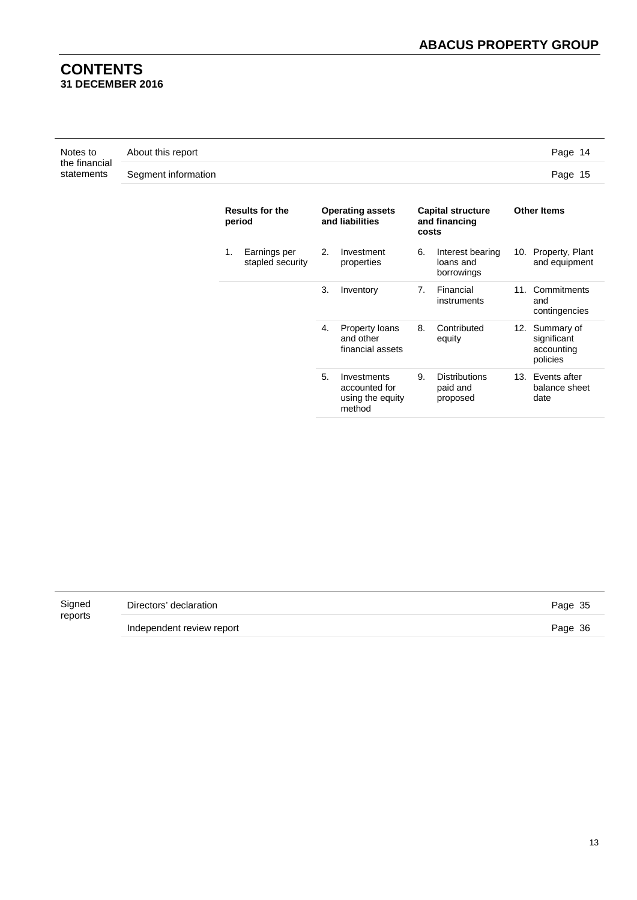# CONTENTS
**31 DECEMBER 2016**

| | | |
|---|---|---|
| Notes to the financial statements | About this report | Page 14 |
| | Segment information | Page 15 |

| Results for the period | Operating assets and liabilities | Capital structure and financing costs | Other Items |
|---|---|---|---|
| 1. Earnings per stapled security | 2. Investment properties | 6. Interest bearing loans and borrowings | 10. Property, Plant and equipment |
| | 3. Inventory | 7. Financial instruments | 11. Commitments and contingencies |
| | 4. Property loans and other financial assets | 8. Contributed equity | 12. Summary of significant accounting policies |
| | 5. Investments accounted for using the equity method | 9. Distributions paid and proposed | 13. Events after balance sheet date |

| | | |
|---|---|---|
| Signed reports | Directors' declaration | Page 35 |
| | Independent review report | Page 36 |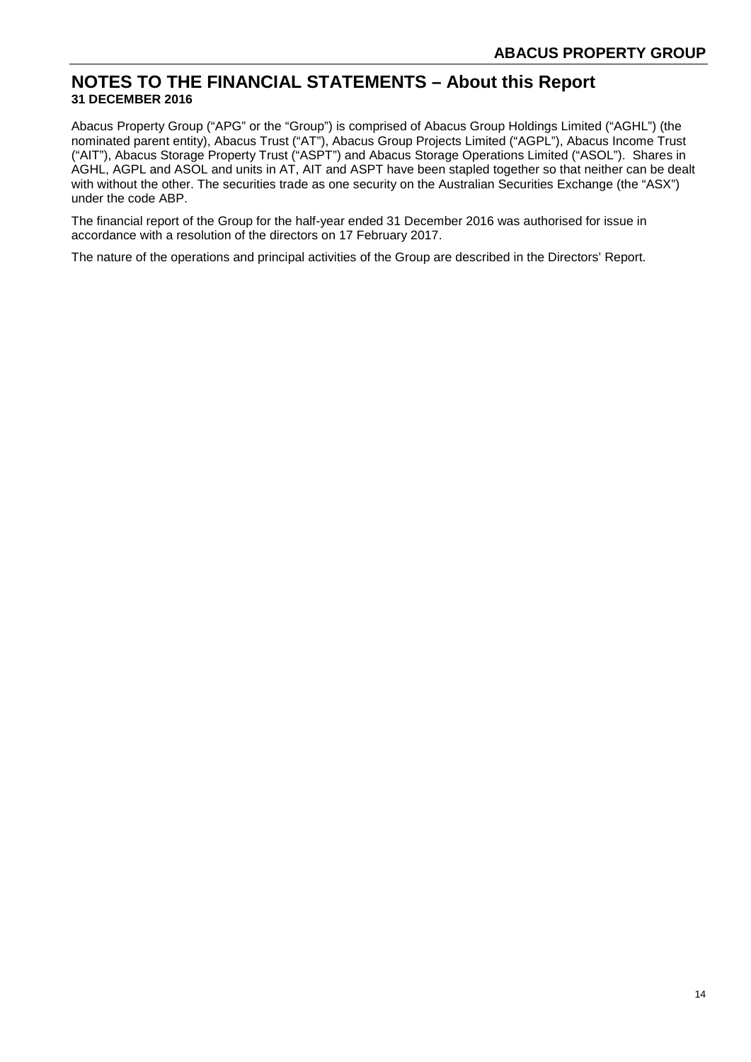# NOTES TO THE FINANCIAL STATEMENTS – About this Report

**31 DECEMBER 2016**

Abacus Property Group ("APG" or the "Group") is comprised of Abacus Group Holdings Limited ("AGHL") (the nominated parent entity), Abacus Trust ("AT"), Abacus Group Projects Limited ("AGPL"), Abacus Income Trust ("AIT"), Abacus Storage Property Trust ("ASPT") and Abacus Storage Operations Limited ("ASOL"). Shares in AGHL, AGPL and ASOL and units in AT, AIT and ASPT have been stapled together so that neither can be dealt with without the other. The securities trade as one security on the Australian Securities Exchange (the "ASX") under the code ABP.

The financial report of the Group for the half-year ended 31 December 2016 was authorised for issue in accordance with a resolution of the directors on 17 February 2017.

The nature of the operations and principal activities of the Group are described in the Directors' Report.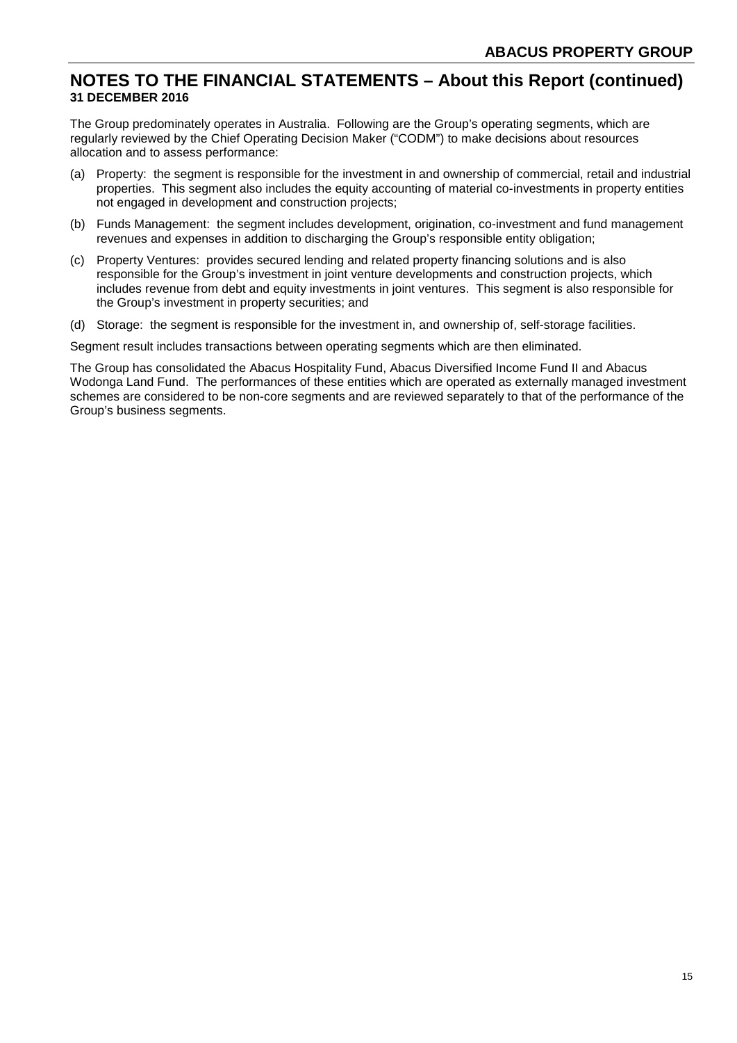# NOTES TO THE FINANCIAL STATEMENTS – About this Report (continued)

**31 DECEMBER 2016**

The Group predominately operates in Australia. Following are the Group's operating segments, which are regularly reviewed by the Chief Operating Decision Maker ("CODM") to make decisions about resources allocation and to assess performance:

(a) Property: the segment is responsible for the investment in and ownership of commercial, retail and industrial properties. This segment also includes the equity accounting of material co-investments in property entities not engaged in development and construction projects;

(b) Funds Management: the segment includes development, origination, co-investment and fund management revenues and expenses in addition to discharging the Group's responsible entity obligation;

(c) Property Ventures: provides secured lending and related property financing solutions and is also responsible for the Group's investment in joint venture developments and construction projects, which includes revenue from debt and equity investments in joint ventures. This segment is also responsible for the Group's investment in property securities; and

(d) Storage: the segment is responsible for the investment in, and ownership of, self-storage facilities.

Segment result includes transactions between operating segments which are then eliminated.

The Group has consolidated the Abacus Hospitality Fund, Abacus Diversified Income Fund II and Abacus Wodonga Land Fund. The performances of these entities which are operated as externally managed investment schemes are considered to be non-core segments and are reviewed separately to that of the performance of the Group's business segments.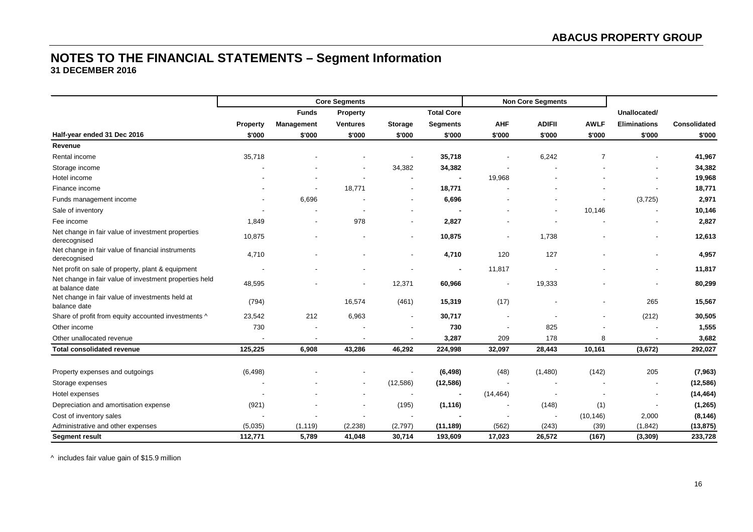# NOTES TO THE FINANCIAL STATEMENTS – Segment Information

**31 DECEMBER 2016**

| | Core Segments | | | | | Non Core Segments | | | | |
|---|---|---|---|---|---|---|---|---|---|---|
| | Property | Funds Management | Property Ventures | Storage | Total Core Segments | AHF | ADIFII | AWLF | Unallocated/ Eliminations | Consolidated |
| **Half-year ended 31 Dec 2016** | **\$'000** | **\$'000** | **\$'000** | **\$'000** | **\$'000** | **\$'000** | **\$'000** | **\$'000** | **\$'000** | **\$'000** |
| **Revenue** | | | | | | | | | | |
| Rental income | 35,718 | - | - | - | **35,718** | - | 6,242 | 7 | - | **41,967** |
| Storage income | - | - | - | 34,382 | **34,382** | - | - | - | - | **34,382** |
| Hotel income | - | - | - | - | **-** | 19,968 | - | - | - | **19,968** |
| Finance income | - | - | 18,771 | - | **18,771** | - | - | - | - | **18,771** |
| Funds management income | - | 6,696 | - | - | **6,696** | - | - | - | (3,725) | **2,971** |
| Sale of inventory | - | - | - | - | **-** | - | - | 10,146 | - | **10,146** |
| Fee income | 1,849 | - | 978 | - | **2,827** | - | - | - | - | **2,827** |
| Net change in fair value of investment properties derecognised | 10,875 | - | - | - | **10,875** | - | 1,738 | - | - | **12,613** |
| Net change in fair value of financial instruments derecognised | 4,710 | - | - | - | **4,710** | 120 | 127 | - | - | **4,957** |
| Net profit on sale of property, plant & equipment | - | - | - | - | **-** | 11,817 | - | - | - | **11,817** |
| Net change in fair value of investment properties held at balance date | 48,595 | - | - | 12,371 | **60,966** | - | 19,333 | - | - | **80,299** |
| Net change in fair value of investments held at balance date | (794) | | 16,574 | (461) | **15,319** | (17) | - | - | 265 | **15,567** |
| Share of profit from equity accounted investments ^ | 23,542 | 212 | 6,963 | - | **30,717** | - | - | - | (212) | **30,505** |
| Other income | 730 | - | - | - | **730** | - | 825 | - | - | **1,555** |
| Other unallocated revenue | - | - | - | - | **3,287** | 209 | 178 | 8 | - | **3,682** |
| **Total consolidated revenue** | **125,225** | **6,908** | **43,286** | **46,292** | **224,998** | **32,097** | **28,443** | **10,161** | **(3,672)** | **292,027** |
| | | | | | | | | | | |
| Property expenses and outgoings | (6,498) | - | - | - | **(6,498)** | (48) | (1,480) | (142) | 205 | **(7,963)** |
| Storage expenses | - | - | - | (12,586) | **(12,586)** | - | - | - | - | **(12,586)** |
| Hotel expenses | - | - | - | - | **-** | (14,464) | - | - | - | **(14,464)** |
| Depreciation and amortisation expense | (921) | - | - | (195) | **(1,116)** | - | (148) | (1) | - | **(1,265)** |
| Cost of inventory sales | - | - | - | - | **-** | - | - | (10,146) | 2,000 | **(8,146)** |
| Administrative and other expenses | (5,035) | (1,119) | (2,238) | (2,797) | **(11,189)** | (562) | (243) | (39) | (1,842) | **(13,875)** |
| **Segment result** | **112,771** | **5,789** | **41,048** | **30,714** | **193,609** | **17,023** | **26,572** | **(167)** | **(3,309)** | **233,728** |

^ includes fair value gain of \$15.9 million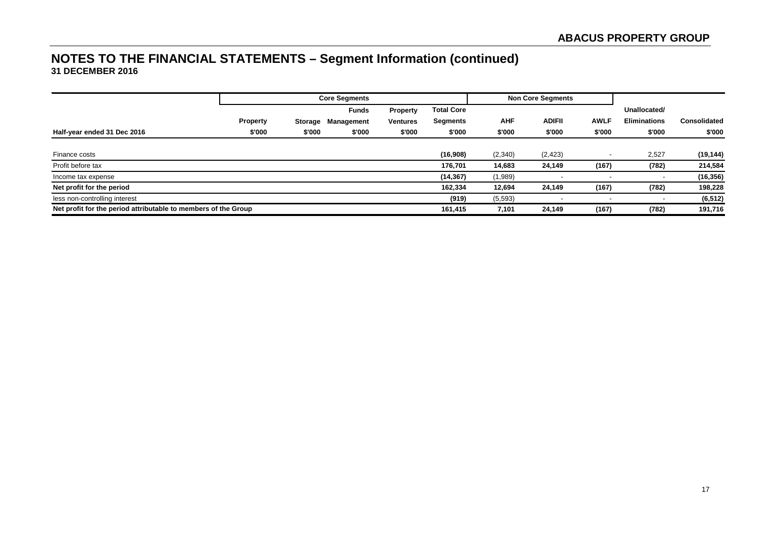# NOTES TO THE FINANCIAL STATEMENTS – Segment Information (continued)

**31 DECEMBER 2016**

| | Core Segments | | | | | Non Core Segments | | | | |
|---|---|---|---|---|---|---|---|---|---|---|
| | Property | Storage | Funds Management | Property Ventures | Total Core Segments | AHF | ADIFII | AWLF | Unallocated/ Eliminations | Consolidated |
| **Half-year ended 31 Dec 2016** | $'000 | $'000 | $'000 | $'000 | $'000 | $'000 | $'000 | $'000 | $'000 | $'000 |
| Finance costs | | | | | **(16,908)** | (2,340) | (2,423) | - | 2,527 | **(19,144)** |
| Profit before tax | | | | | **176,701** | **14,683** | **24,149** | **(167)** | **(782)** | **214,584** |
| Income tax expense | | | | | **(14,367)** | (1,989) | - | - | - | **(16,356)** |
| **Net profit for the period** | | | | | **162,334** | **12,694** | **24,149** | **(167)** | **(782)** | **198,228** |
| less non-controlling interest | | | | | **(919)** | (5,593) | - | - | - | **(6,512)** |
| **Net profit for the period attributable to members of the Group** | | | | | **161,415** | **7,101** | **24,149** | **(167)** | **(782)** | **191,716** |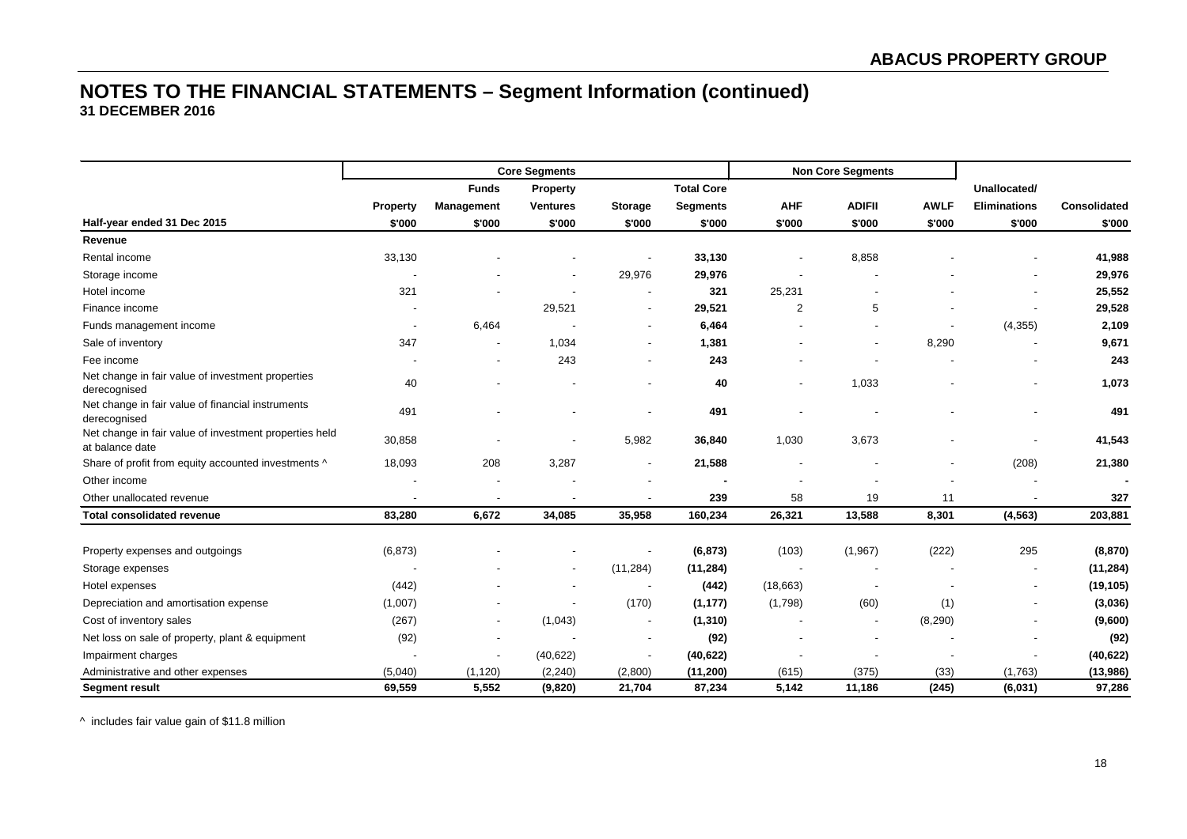# NOTES TO THE FINANCIAL STATEMENTS – Segment Information (continued)

**31 DECEMBER 2016**

| | Core Segments | | | | | Non Core Segments | | | | |
|---|---|---|---|---|---|---|---|---|---|---|
| | Property | Funds Management | Property Ventures | Storage | Total Core Segments | AHF | ADIFII | AWLF | Unallocated/ Eliminations | Consolidated |
| **Half-year ended 31 Dec 2015** | **\$'000** | **\$'000** | **\$'000** | **\$'000** | **\$'000** | **\$'000** | **\$'000** | **\$'000** | **\$'000** | **\$'000** |
| **Revenue** | | | | | | | | | | |
| Rental income | 33,130 | - | - | - | **33,130** | - | 8,858 | - | - | **41,988** |
| Storage income | - | - | - | 29,976 | **29,976** | - | - | - | - | **29,976** |
| Hotel income | 321 | - | - | - | **321** | 25,231 | - | - | - | **25,552** |
| Finance income | - | | 29,521 | - | **29,521** | 2 | 5 | - | - | **29,528** |
| Funds management income | - | 6,464 | - | - | **6,464** | - | - | - | (4,355) | **2,109** |
| Sale of inventory | 347 | - | 1,034 | - | **1,381** | - | - | 8,290 | - | **9,671** |
| Fee income | - | - | 243 | - | **243** | - | - | - | - | **243** |
| Net change in fair value of investment properties derecognised | 40 | - | - | - | **40** | - | 1,033 | - | - | **1,073** |
| Net change in fair value of financial instruments derecognised | 491 | - | - | - | **491** | - | - | - | - | **491** |
| Net change in fair value of investment properties held at balance date | 30,858 | - | - | 5,982 | **36,840** | 1,030 | 3,673 | - | - | **41,543** |
| Share of profit from equity accounted investments ^ | 18,093 | 208 | 3,287 | - | **21,588** | - | - | - | (208) | **21,380** |
| Other income | - | - | - | - | **-** | - | - | - | - | **-** |
| Other unallocated revenue | - | - | - | - | **239** | 58 | 19 | 11 | - | **327** |
| **Total consolidated revenue** | **83,280** | **6,672** | **34,085** | **35,958** | **160,234** | **26,321** | **13,588** | **8,301** | **(4,563)** | **203,881** |
| | | | | | | | | | | |
| Property expenses and outgoings | (6,873) | - | - | - | **(6,873)** | (103) | (1,967) | (222) | 295 | **(8,870)** |
| Storage expenses | - | - | - | (11,284) | **(11,284)** | - | - | - | - | **(11,284)** |
| Hotel expenses | (442) | - | - | - | **(442)** | (18,663) | - | - | - | **(19,105)** |
| Depreciation and amortisation expense | (1,007) | - | - | (170) | **(1,177)** | (1,798) | (60) | (1) | - | **(3,036)** |
| Cost of inventory sales | (267) | - | (1,043) | - | **(1,310)** | - | - | (8,290) | - | **(9,600)** |
| Net loss on sale of property, plant & equipment | (92) | - | - | - | **(92)** | - | - | - | - | **(92)** |
| Impairment charges | - | - | (40,622) | - | **(40,622)** | - | - | - | - | **(40,622)** |
| Administrative and other expenses | (5,040) | (1,120) | (2,240) | (2,800) | **(11,200)** | (615) | (375) | (33) | (1,763) | **(13,986)** |
| **Segment result** | **69,559** | **5,552** | **(9,820)** | **21,704** | **87,234** | **5,142** | **11,186** | **(245)** | **(6,031)** | **97,286** |

^ includes fair value gain of \$11.8 million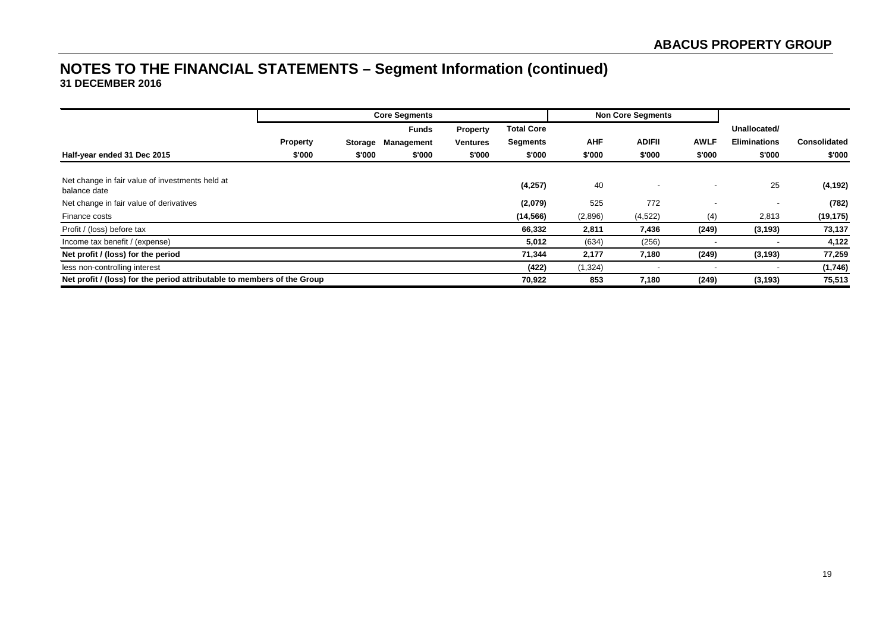# NOTES TO THE FINANCIAL STATEMENTS – Segment Information (continued)

**31 DECEMBER 2016**

| | Core Segments | | | | | Non Core Segments | | | | |
|---|---|---|---|---|---|---|---|---|---|---|
| | Property | Storage | Funds Management | Property Ventures | Total Core Segments | AHF | ADIFII | AWLF | Unallocated/ Eliminations | Consolidated |
| **Half-year ended 31 Dec 2015** | $'000 | $'000 | $'000 | $'000 | $'000 | $'000 | $'000 | $'000 | $'000 | $'000 |
| Net change in fair value of investments held at balance date | | | | | **(4,257)** | 40 | - | - | 25 | **(4,192)** |
| Net change in fair value of derivatives | | | | | **(2,079)** | 525 | 772 | - | - | **(782)** |
| Finance costs | | | | | **(14,566)** | (2,896) | (4,522) | (4) | 2,813 | **(19,175)** |
| Profit / (loss) before tax | | | | | **66,332** | **2,811** | **7,436** | **(249)** | **(3,193)** | **73,137** |
| Income tax benefit / (expense) | | | | | **5,012** | (634) | (256) | - | - | **4,122** |
| **Net profit / (loss) for the period** | | | | | **71,344** | **2,177** | **7,180** | **(249)** | **(3,193)** | **77,259** |
| less non-controlling interest | | | | | **(422)** | (1,324) | - | - | - | **(1,746)** |
| **Net profit / (loss) for the period attributable to members of the Group** | | | | | **70,922** | **853** | **7,180** | **(249)** | **(3,193)** | **75,513** |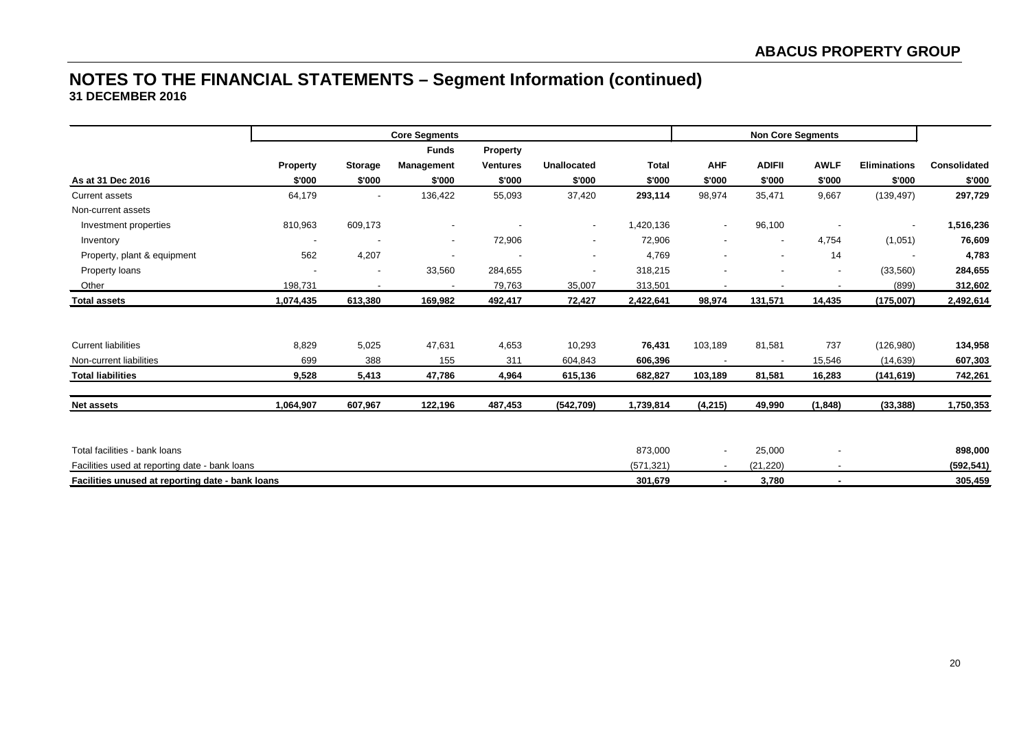# NOTES TO THE FINANCIAL STATEMENTS – Segment Information (continued)

**31 DECEMBER 2016**

| | Core Segments | | | | | | Non Core Segments | | | | |
|---|---|---|---|---|---|---|---|---|---|---|---|
| | | | Funds | Property | | | | | | | |
| | Property | Storage | Management | Ventures | Unallocated | Total | AHF | ADIFII | AWLF | Eliminations | Consolidated |
| As at 31 Dec 2016 | $'000 | $'000 | $'000 | $'000 | $'000 | $'000 | $'000 | $'000 | $'000 | $'000 | $'000 |
| Current assets | 64,179 | - | 136,422 | 55,093 | 37,420 | **293,114** | 98,974 | 35,471 | 9,667 | (139,497) | **297,729** |
| Non-current assets | | | | | | | | | | | |
| Investment properties | 810,963 | 609,173 | - | - | - | 1,420,136 | - | 96,100 | - | - | **1,516,236** |
| Inventory | - | - | - | 72,906 | - | 72,906 | - | - | 4,754 | (1,051) | **76,609** |
| Property, plant & equipment | 562 | 4,207 | - | - | - | 4,769 | - | - | 14 | - | **4,783** |
| Property loans | - | - | 33,560 | 284,655 | - | 318,215 | - | - | - | (33,560) | **284,655** |
| Other | 198,731 | - | - | 79,763 | 35,007 | 313,501 | - | - | - | (899) | **312,602** |
| **Total assets** | **1,074,435** | **613,380** | **169,982** | **492,417** | **72,427** | **2,422,641** | **98,974** | **131,571** | **14,435** | **(175,007)** | **2,492,614** |
| | | | | | | | | | | | |
| Current liabilities | 8,829 | 5,025 | 47,631 | 4,653 | 10,293 | **76,431** | 103,189 | 81,581 | 737 | (126,980) | **134,958** |
| Non-current liabilities | 699 | 388 | 155 | 311 | 604,843 | **606,396** | - | - | 15,546 | (14,639) | **607,303** |
| **Total liabilities** | **9,528** | **5,413** | **47,786** | **4,964** | **615,136** | **682,827** | **103,189** | **81,581** | **16,283** | **(141,619)** | **742,261** |
| | | | | | | | | | | | |
| **Net assets** | **1,064,907** | **607,967** | **122,196** | **487,453** | **(542,709)** | **1,739,814** | **(4,215)** | **49,990** | **(1,848)** | **(33,388)** | **1,750,353** |
| | | | | | | | | | | | |
| Total facilities - bank loans | | | | | | 873,000 | - | 25,000 | - | | **898,000** |
| Facilities used at reporting date - bank loans | | | | | | (571,321) | - | (21,220) | - | | **(592,541)** |
| **Facilities unused at reporting date - bank loans** | | | | | | **301,679** | **-** | **3,780** | **-** | | **305,459** |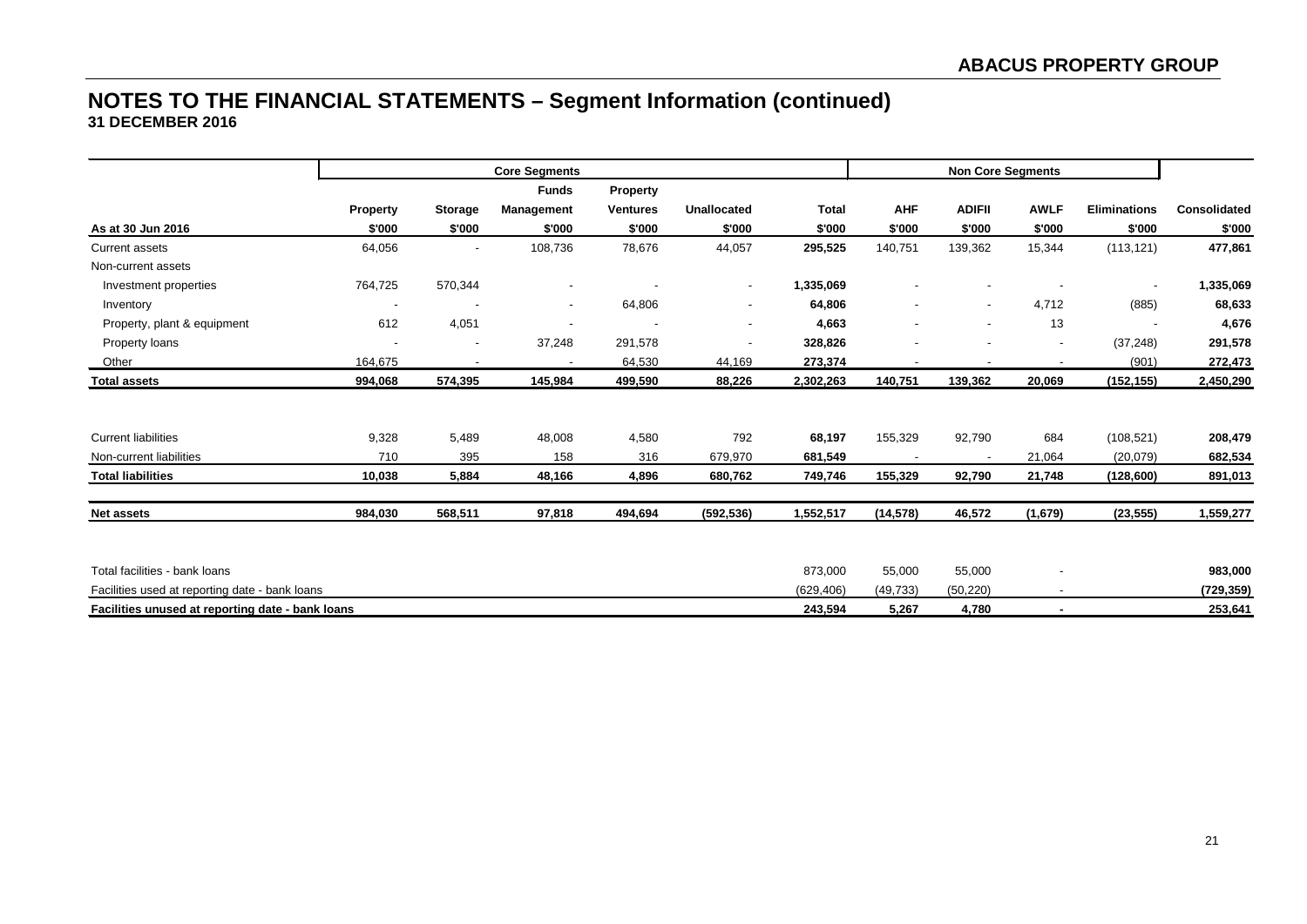## NOTES TO THE FINANCIAL STATEMENTS – Segment Information (continued)

### 31 DECEMBER 2016

| | Core Segments | | | | | | Non Core Segments | | | | |
|---|---|---|---|---|---|---|---|---|---|---|---|
| | Property | Storage | Funds Management | Property Ventures | Unallocated | Total | AHF | ADIFII | AWLF | Eliminations | Consolidated |
| **As at 30 Jun 2016** | $'000 | $'000 | $'000 | $'000 | $'000 | $'000 | $'000 | $'000 | $'000 | $'000 | $'000 |
| Current assets | 64,056 | - | 108,736 | 78,676 | 44,057 | **295,525** | 140,751 | 139,362 | 15,344 | (113,121) | **477,861** |
| Non-current assets | | | | | | | | | | | |
| Investment properties | 764,725 | 570,344 | - | - | - | **1,335,069** | - | - | - | - | **1,335,069** |
| Inventory | - | - | - | 64,806 | - | **64,806** | - | - | 4,712 | (885) | **68,633** |
| Property, plant & equipment | 612 | 4,051 | - | - | - | **4,663** | - | - | 13 | - | **4,676** |
| Property loans | - | - | 37,248 | 291,578 | - | **328,826** | - | - | - | (37,248) | **291,578** |
| Other | 164,675 | - | - | 64,530 | 44,169 | **273,374** | - | - | - | (901) | **272,473** |
| **Total assets** | **994,068** | **574,395** | **145,984** | **499,590** | **88,226** | **2,302,263** | **140,751** | **139,362** | **20,069** | **(152,155)** | **2,450,290** |
| | | | | | | | | | | | |
| Current liabilities | 9,328 | 5,489 | 48,008 | 4,580 | 792 | **68,197** | 155,329 | 92,790 | 684 | (108,521) | **208,479** |
| Non-current liabilities | 710 | 395 | 158 | 316 | 679,970 | **681,549** | - | - | 21,064 | (20,079) | **682,534** |
| **Total liabilities** | **10,038** | **5,884** | **48,166** | **4,896** | **680,762** | **749,746** | **155,329** | **92,790** | **21,748** | **(128,600)** | **891,013** |
| | | | | | | | | | | | |
| **Net assets** | **984,030** | **568,511** | **97,818** | **494,694** | **(592,536)** | **1,552,517** | **(14,578)** | **46,572** | **(1,679)** | **(23,555)** | **1,559,277** |
| | | | | | | | | | | | |
| Total facilities - bank loans | | | | | | 873,000 | 55,000 | 55,000 | - | | **983,000** |
| Facilities used at reporting date - bank loans | | | | | | (629,406) | (49,733) | (50,220) | - | | **(729,359)** |
| **Facilities unused at reporting date - bank loans** | | | | | | **243,594** | **5,267** | **4,780** | **-** | | **253,641** |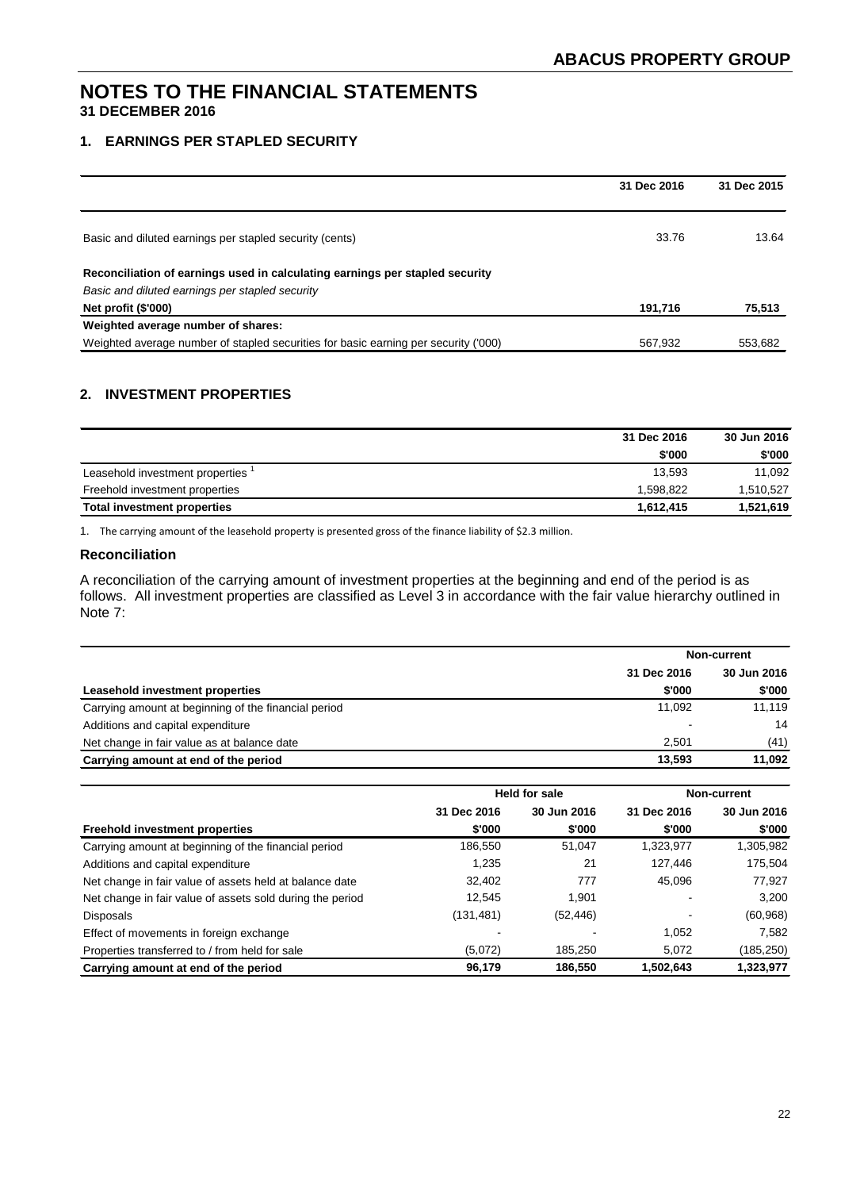# NOTES TO THE FINANCIAL STATEMENTS
**31 DECEMBER 2016**

## 1. EARNINGS PER STAPLED SECURITY

| | 31 Dec 2016 | 31 Dec 2015 |
|---|---|---|
| Basic and diluted earnings per stapled security (cents) | 33.76 | 13.64 |
| **Reconciliation of earnings used in calculating earnings per stapled security** | | |
| *Basic and diluted earnings per stapled security* | | |
| **Net profit ($'000)** | **191,716** | **75,513** |
| **Weighted average number of shares:** | | |
| Weighted average number of stapled securities for basic earning per security ('000) | 567,932 | 553,682 |

## 2. INVESTMENT PROPERTIES

| | 31 Dec 2016 | 30 Jun 2016 |
|---|---|---|
| | $'000 | $'000 |
| Leasehold investment properties [1] | 13,593 | 11,092 |
| Freehold investment properties | 1,598,822 | 1,510,527 |
| **Total investment properties** | **1,612,415** | **1,521,619** |

1. The carrying amount of the leasehold property is presented gross of the finance liability of $2.3 million.

### Reconciliation

A reconciliation of the carrying amount of investment properties at the beginning and end of the period is as follows. All investment properties are classified as Level 3 in accordance with the fair value hierarchy outlined in Note 7:

| | Non-current | |
|---|---|---|
| | 31 Dec 2016 | 30 Jun 2016 |
| **Leasehold investment properties** | $'000 | $'000 |
| Carrying amount at beginning of the financial period | 11,092 | 11,119 |
| Additions and capital expenditure | - | 14 |
| Net change in fair value as at balance date | 2,501 | (41) |
| **Carrying amount at end of the period** | **13,593** | **11,092** |

| | Held for sale | | Non-current | |
|---|---|---|---|---|
| | 31 Dec 2016 | 30 Jun 2016 | 31 Dec 2016 | 30 Jun 2016 |
| **Freehold investment properties** | $'000 | $'000 | $'000 | $'000 |
| Carrying amount at beginning of the financial period | 186,550 | 51,047 | 1,323,977 | 1,305,982 |
| Additions and capital expenditure | 1,235 | 21 | 127,446 | 175,504 |
| Net change in fair value of assets held at balance date | 32,402 | 777 | 45,096 | 77,927 |
| Net change in fair value of assets sold during the period | 12,545 | 1,901 | - | 3,200 |
| Disposals | (131,481) | (52,446) | - | (60,968) |
| Effect of movements in foreign exchange | - | - | 1,052 | 7,582 |
| Properties transferred to / from held for sale | (5,072) | 185,250 | 5,072 | (185,250) |
| **Carrying amount at end of the period** | **96,179** | **186,550** | **1,502,643** | **1,323,977** |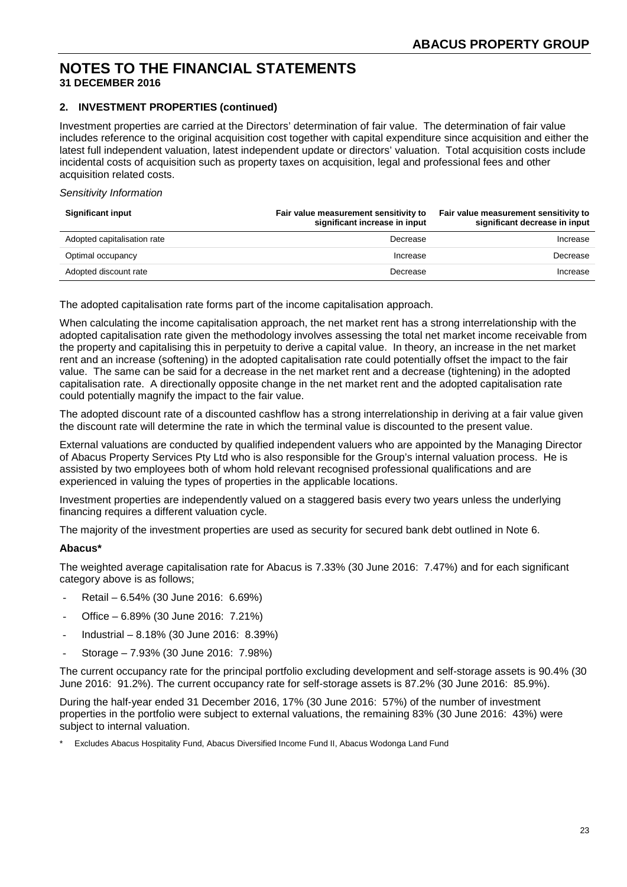# NOTES TO THE FINANCIAL STATEMENTS
**31 DECEMBER 2016**

## 2. INVESTMENT PROPERTIES (continued)

Investment properties are carried at the Directors' determination of fair value. The determination of fair value includes reference to the original acquisition cost together with capital expenditure since acquisition and either the latest full independent valuation, latest independent update or directors' valuation. Total acquisition costs include incidental costs of acquisition such as property taxes on acquisition, legal and professional fees and other acquisition related costs.

*Sensitivity Information*

| Significant input | Fair value measurement sensitivity to significant increase in input | Fair value measurement sensitivity to significant decrease in input |
|---|---|---|
| Adopted capitalisation rate | Decrease | Increase |
| Optimal occupancy | Increase | Decrease |
| Adopted discount rate | Decrease | Increase |

The adopted capitalisation rate forms part of the income capitalisation approach.

When calculating the income capitalisation approach, the net market rent has a strong interrelationship with the adopted capitalisation rate given the methodology involves assessing the total net market income receivable from the property and capitalising this in perpetuity to derive a capital value. In theory, an increase in the net market rent and an increase (softening) in the adopted capitalisation rate could potentially offset the impact to the fair value. The same can be said for a decrease in the net market rent and a decrease (tightening) in the adopted capitalisation rate. A directionally opposite change in the net market rent and the adopted capitalisation rate could potentially magnify the impact to the fair value.

The adopted discount rate of a discounted cashflow has a strong interrelationship in deriving at a fair value given the discount rate will determine the rate in which the terminal value is discounted to the present value.

External valuations are conducted by qualified independent valuers who are appointed by the Managing Director of Abacus Property Services Pty Ltd who is also responsible for the Group's internal valuation process. He is assisted by two employees both of whom hold relevant recognised professional qualifications and are experienced in valuing the types of properties in the applicable locations.

Investment properties are independently valued on a staggered basis every two years unless the underlying financing requires a different valuation cycle.

The majority of the investment properties are used as security for secured bank debt outlined in Note 6.

**Abacus***

The weighted average capitalisation rate for Abacus is 7.33% (30 June 2016: 7.47%) and for each significant category above is as follows;

- Retail – 6.54% (30 June 2016: 6.69%)
- Office – 6.89% (30 June 2016: 7.21%)
- Industrial – 8.18% (30 June 2016: 8.39%)
- Storage – 7.93% (30 June 2016: 7.98%)

The current occupancy rate for the principal portfolio excluding development and self-storage assets is 90.4% (30 June 2016: 91.2%). The current occupancy rate for self-storage assets is 87.2% (30 June 2016: 85.9%).

During the half-year ended 31 December 2016, 17% (30 June 2016: 57%) of the number of investment properties in the portfolio were subject to external valuations, the remaining 83% (30 June 2016: 43%) were subject to internal valuation.

\* Excludes Abacus Hospitality Fund, Abacus Diversified Income Fund II, Abacus Wodonga Land Fund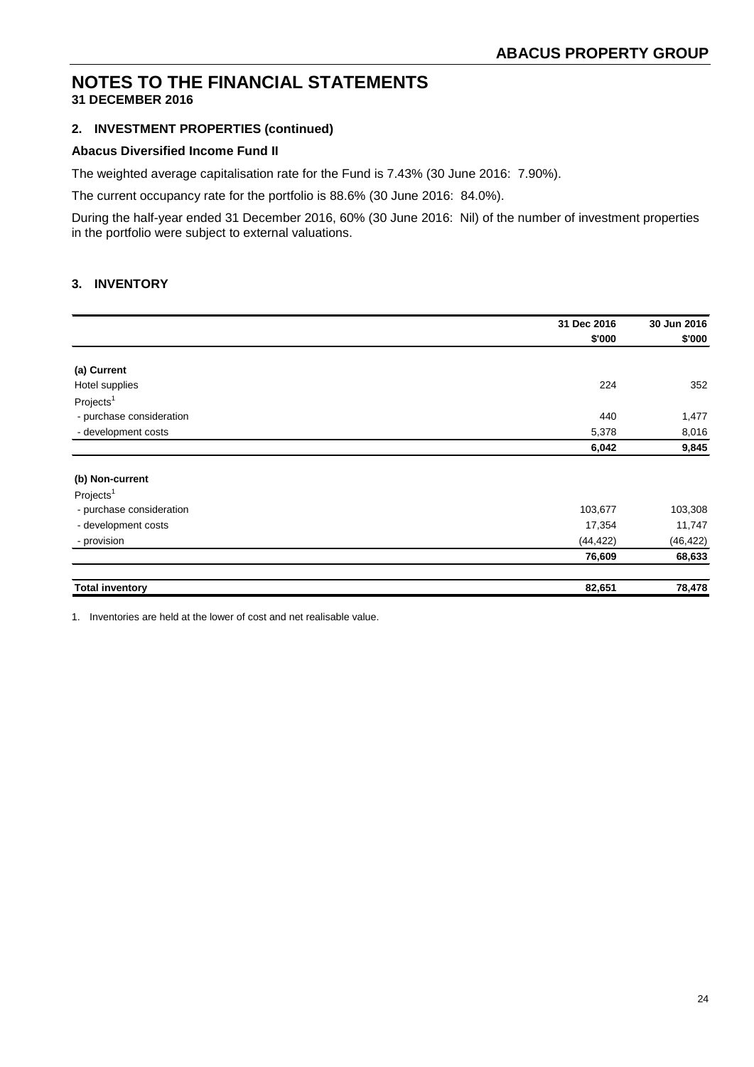# NOTES TO THE FINANCIAL STATEMENTS
**31 DECEMBER 2016**

## 2. INVESTMENT PROPERTIES (continued)

### Abacus Diversified Income Fund II

The weighted average capitalisation rate for the Fund is 7.43% (30 June 2016: 7.90%).

The current occupancy rate for the portfolio is 88.6% (30 June 2016: 84.0%).

During the half-year ended 31 December 2016, 60% (30 June 2016: Nil) of the number of investment properties in the portfolio were subject to external valuations.

## 3. INVENTORY

| | 31 Dec 2016 | 30 Jun 2016 |
|---|---|---|
| | $'000 | $'000 |
| **(a) Current** | | |
| Hotel supplies | 224 | 352 |
| Projects[1] | | |
| - purchase consideration | 440 | 1,477 |
| - development costs | 5,378 | 8,016 |
| | **6,042** | **9,845** |
| **(b) Non-current** | | |
| Projects[1] | | |
| - purchase consideration | 103,677 | 103,308 |
| - development costs | 17,354 | 11,747 |
| - provision | (44,422) | (46,422) |
| | **76,609** | **68,633** |
| **Total inventory** | **82,651** | **78,478** |

1. Inventories are held at the lower of cost and net realisable value.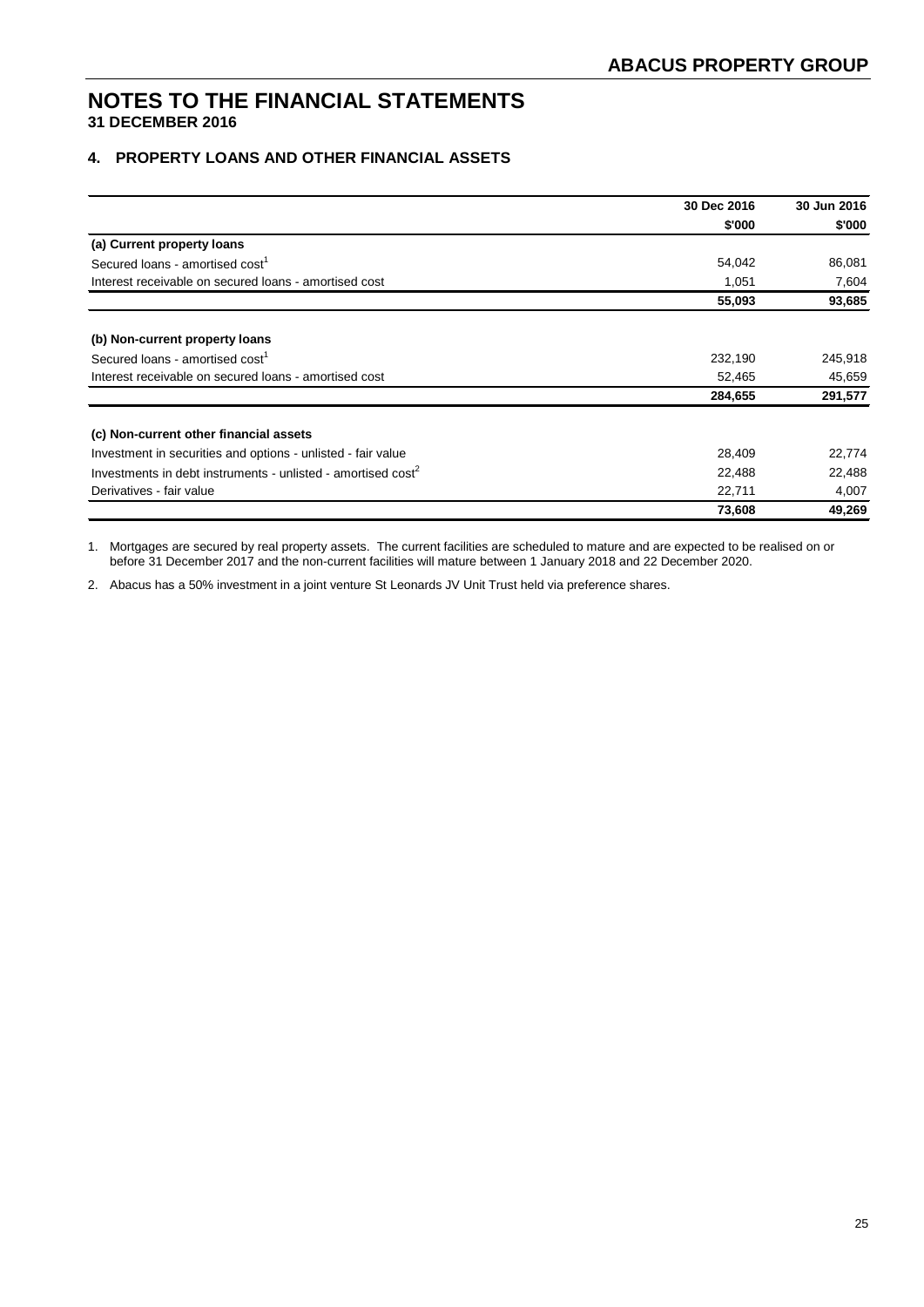# NOTES TO THE FINANCIAL STATEMENTS
**31 DECEMBER 2016**

## 4. PROPERTY LOANS AND OTHER FINANCIAL ASSETS

| | 30 Dec 2016 | 30 Jun 2016 |
|---|---|---|
| | $'000 | $'000 |
| **(a) Current property loans** | | |
| Secured loans - amortised cost[1] | 54,042 | 86,081 |
| Interest receivable on secured loans - amortised cost | 1,051 | 7,604 |
| | **55,093** | **93,685** |
| **(b) Non-current property loans** | | |
| Secured loans - amortised cost[1] | 232,190 | 245,918 |
| Interest receivable on secured loans - amortised cost | 52,465 | 45,659 |
| | **284,655** | **291,577** |
| **(c) Non-current other financial assets** | | |
| Investment in securities and options - unlisted - fair value | 28,409 | 22,774 |
| Investments in debt instruments - unlisted - amortised cost[2] | 22,488 | 22,488 |
| Derivatives - fair value | 22,711 | 4,007 |
| | **73,608** | **49,269** |

1. Mortgages are secured by real property assets. The current facilities are scheduled to mature and are expected to be realised on or before 31 December 2017 and the non-current facilities will mature between 1 January 2018 and 22 December 2020.

2. Abacus has a 50% investment in a joint venture St Leonards JV Unit Trust held via preference shares.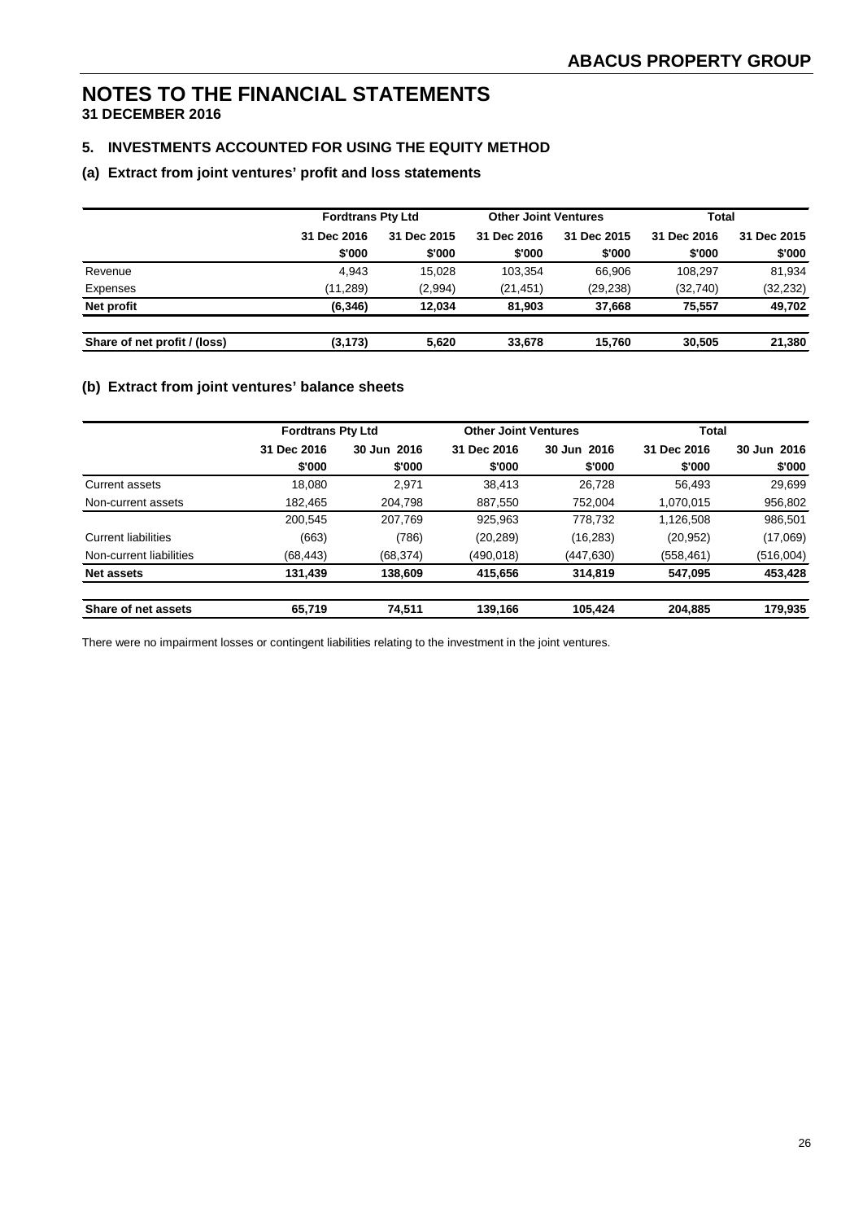# NOTES TO THE FINANCIAL STATEMENTS

**31 DECEMBER 2016**

### 5. INVESTMENTS ACCOUNTED FOR USING THE EQUITY METHOD

#### (a) Extract from joint ventures' profit and loss statements

| | Fordtrans Pty Ltd | | Other Joint Ventures | | Total | |
|---|---|---|---|---|---|---|
| | 31 Dec 2016 | 31 Dec 2015 | 31 Dec 2016 | 31 Dec 2015 | 31 Dec 2016 | 31 Dec 2015 |
| | $'000 | $'000 | $'000 | $'000 | $'000 | $'000 |
| Revenue | 4,943 | 15,028 | 103,354 | 66,906 | 108,297 | 81,934 |
| Expenses | (11,289) | (2,994) | (21,451) | (29,238) | (32,740) | (32,232) |
| **Net profit** | **(6,346)** | **12,034** | **81,903** | **37,668** | **75,557** | **49,702** |
| **Share of net profit / (loss)** | **(3,173)** | **5,620** | **33,678** | **15,760** | **30,505** | **21,380** |

#### (b) Extract from joint ventures' balance sheets

| | Fordtrans Pty Ltd | | Other Joint Ventures | | Total | |
|---|---|---|---|---|---|---|
| | 31 Dec 2016 | 30 Jun 2016 | 31 Dec 2016 | 30 Jun 2016 | 31 Dec 2016 | 30 Jun 2016 |
| | $'000 | $'000 | $'000 | $'000 | $'000 | $'000 |
| Current assets | 18,080 | 2,971 | 38,413 | 26,728 | 56,493 | 29,699 |
| Non-current assets | 182,465 | 204,798 | 887,550 | 752,004 | 1,070,015 | 956,802 |
| | 200,545 | 207,769 | 925,963 | 778,732 | 1,126,508 | 986,501 |
| Current liabilities | (663) | (786) | (20,289) | (16,283) | (20,952) | (17,069) |
| Non-current liabilities | (68,443) | (68,374) | (490,018) | (447,630) | (558,461) | (516,004) |
| **Net assets** | **131,439** | **138,609** | **415,656** | **314,819** | **547,095** | **453,428** |
| **Share of net assets** | **65,719** | **74,511** | **139,166** | **105,424** | **204,885** | **179,935** |

There were no impairment losses or contingent liabilities relating to the investment in the joint ventures.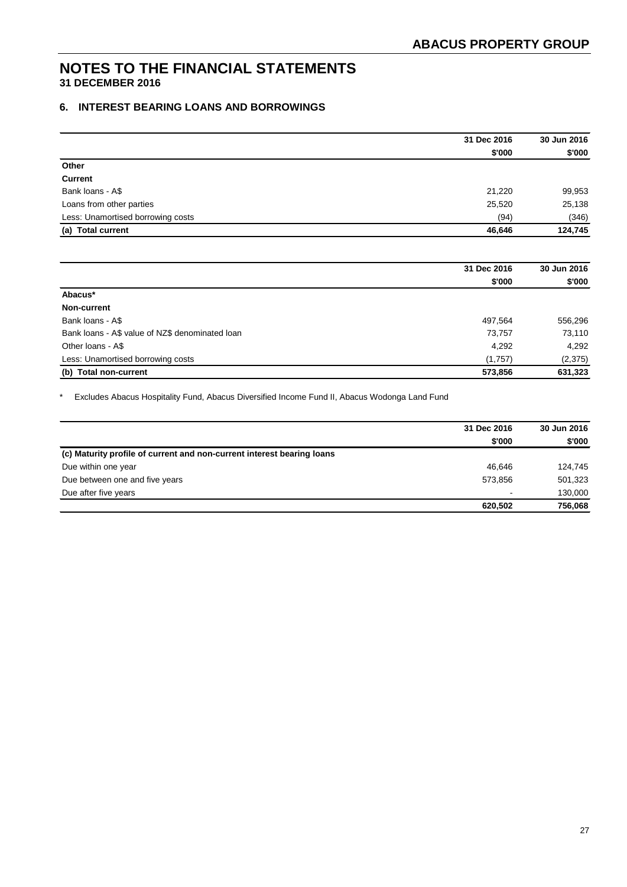# NOTES TO THE FINANCIAL STATEMENTS

**31 DECEMBER 2016**

## 6. INTEREST BEARING LOANS AND BORROWINGS

| | 31 Dec 2016 | 30 Jun 2016 |
|---|---|---|
| | $'000 | $'000 |
| **Other** | | |
| **Current** | | |
| Bank loans - A$ | 21,220 | 99,953 |
| Loans from other parties | 25,520 | 25,138 |
| Less: Unamortised borrowing costs | (94) | (346) |
| **(a) Total current** | **46,646** | **124,745** |

| | 31 Dec 2016 | 30 Jun 2016 |
|---|---|---|
| | $'000 | $'000 |
| **Abacus*** | | |
| **Non-current** | | |
| Bank loans - A$ | 497,564 | 556,296 |
| Bank loans - A$ value of NZ$ denominated loan | 73,757 | 73,110 |
| Other loans - A$ | 4,292 | 4,292 |
| Less: Unamortised borrowing costs | (1,757) | (2,375) |
| **(b) Total non-current** | **573,856** | **631,323** |

* Excludes Abacus Hospitality Fund, Abacus Diversified Income Fund II, Abacus Wodonga Land Fund

| | 31 Dec 2016 | 30 Jun 2016 |
|---|---|---|
| | $'000 | $'000 |
| **(c) Maturity profile of current and non-current interest bearing loans** | | |
| Due within one year | 46,646 | 124,745 |
| Due between one and five years | 573,856 | 501,323 |
| Due after five years | - | 130,000 |
| | **620,502** | **756,068** |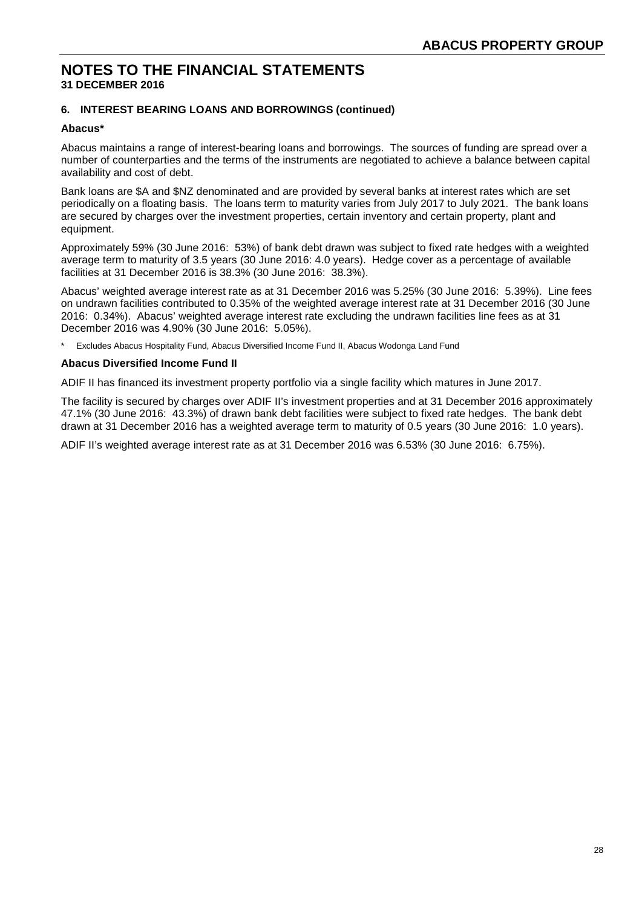# NOTES TO THE FINANCIAL STATEMENTS

**31 DECEMBER 2016**

### 6. INTEREST BEARING LOANS AND BORROWINGS (continued)

**Abacus***

Abacus maintains a range of interest-bearing loans and borrowings. The sources of funding are spread over a number of counterparties and the terms of the instruments are negotiated to achieve a balance between capital availability and cost of debt.

Bank loans are $A and $NZ denominated and are provided by several banks at interest rates which are set periodically on a floating basis. The loans term to maturity varies from July 2017 to July 2021. The bank loans are secured by charges over the investment properties, certain inventory and certain property, plant and equipment.

Approximately 59% (30 June 2016: 53%) of bank debt drawn was subject to fixed rate hedges with a weighted average term to maturity of 3.5 years (30 June 2016: 4.0 years). Hedge cover as a percentage of available facilities at 31 December 2016 is 38.3% (30 June 2016: 38.3%).

Abacus' weighted average interest rate as at 31 December 2016 was 5.25% (30 June 2016: 5.39%). Line fees on undrawn facilities contributed to 0.35% of the weighted average interest rate at 31 December 2016 (30 June 2016: 0.34%). Abacus' weighted average interest rate excluding the undrawn facilities line fees as at 31 December 2016 was 4.90% (30 June 2016: 5.05%).

\* Excludes Abacus Hospitality Fund, Abacus Diversified Income Fund II, Abacus Wodonga Land Fund

**Abacus Diversified Income Fund II**

ADIF II has financed its investment property portfolio via a single facility which matures in June 2017.

The facility is secured by charges over ADIF II's investment properties and at 31 December 2016 approximately 47.1% (30 June 2016: 43.3%) of drawn bank debt facilities were subject to fixed rate hedges. The bank debt drawn at 31 December 2016 has a weighted average term to maturity of 0.5 years (30 June 2016: 1.0 years).

ADIF II's weighted average interest rate as at 31 December 2016 was 6.53% (30 June 2016: 6.75%).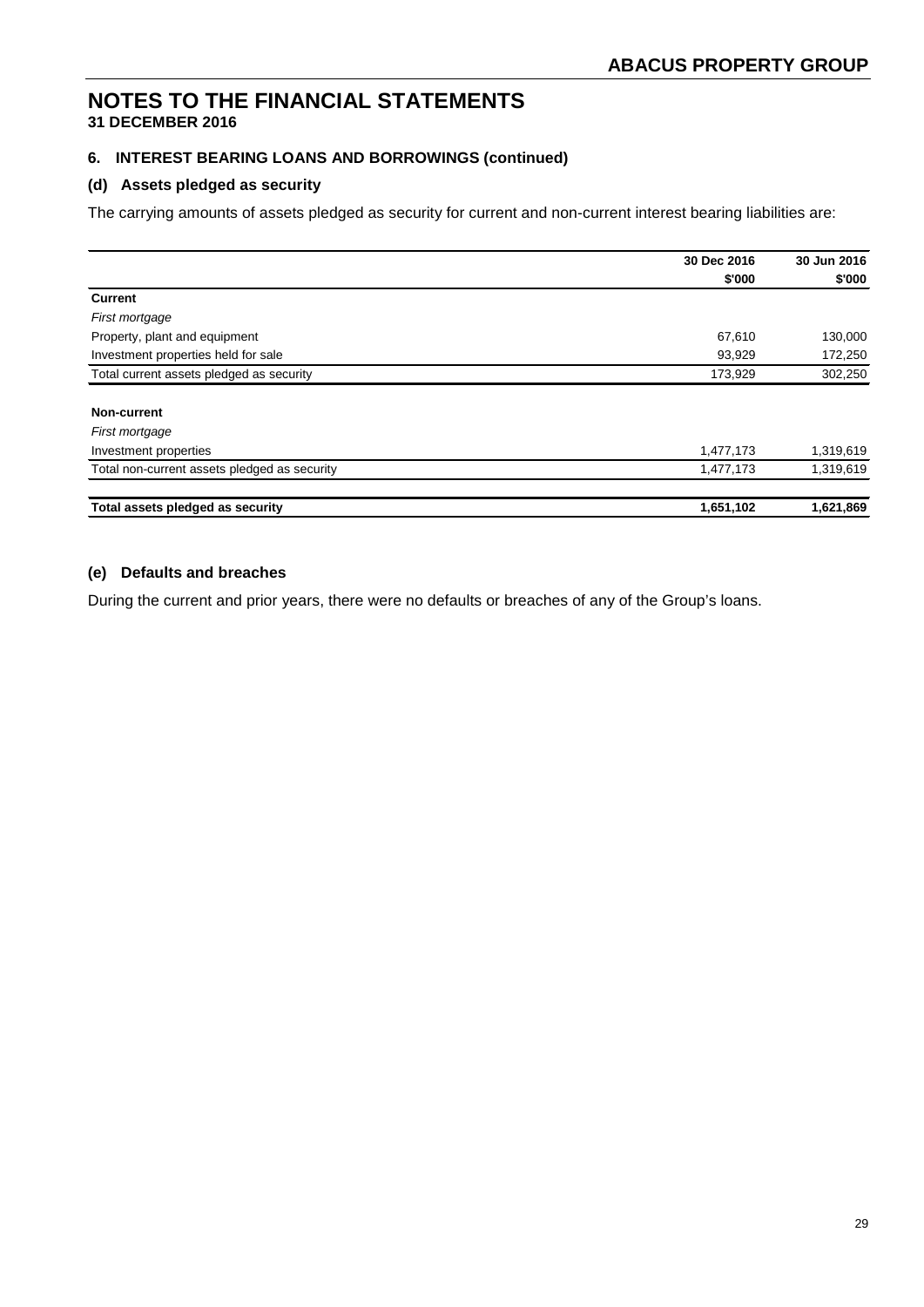# NOTES TO THE FINANCIAL STATEMENTS

**31 DECEMBER 2016**

### 6. INTEREST BEARING LOANS AND BORROWINGS (continued)

### (d) Assets pledged as security

The carrying amounts of assets pledged as security for current and non-current interest bearing liabilities are:

| | 30 Dec 2016 | 30 Jun 2016 |
|---|---|---|
| | $'000 | $'000 |
| **Current** | | |
| *First mortgage* | | |
| Property, plant and equipment | 67,610 | 130,000 |
| Investment properties held for sale | 93,929 | 172,250 |
| Total current assets pledged as security | 173,929 | 302,250 |
| **Non-current** | | |
| *First mortgage* | | |
| Investment properties | 1,477,173 | 1,319,619 |
| Total non-current assets pledged as security | 1,477,173 | 1,319,619 |
| **Total assets pledged as security** | **1,651,102** | **1,621,869** |

### (e) Defaults and breaches

During the current and prior years, there were no defaults or breaches of any of the Group's loans.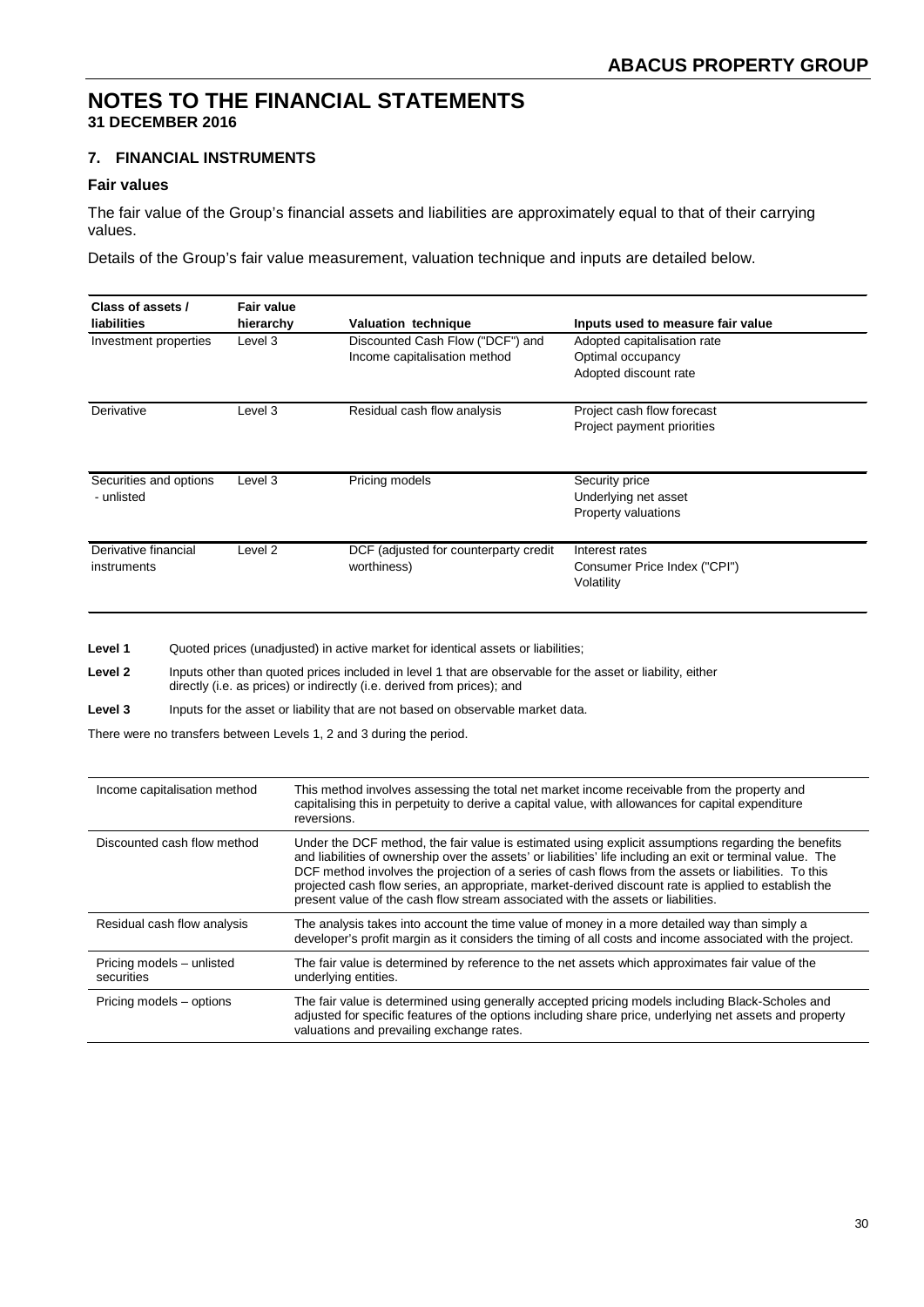# NOTES TO THE FINANCIAL STATEMENTS
**31 DECEMBER 2016**

## 7. FINANCIAL INSTRUMENTS

### Fair values

The fair value of the Group's financial assets and liabilities are approximately equal to that of their carrying values.

Details of the Group's fair value measurement, valuation technique and inputs are detailed below.

| Class of assets / liabilities | Fair value hierarchy | Valuation technique | Inputs used to measure fair value |
|---|---|---|---|
| Investment properties | Level 3 | Discounted Cash Flow ("DCF") and Income capitalisation method | Adopted capitalisation rate<br>Optimal occupancy<br>Adopted discount rate |
| Derivative | Level 3 | Residual cash flow analysis | Project cash flow forecast<br>Project payment priorities |
| Securities and options - unlisted | Level 3 | Pricing models | Security price<br>Underlying net asset<br>Property valuations |
| Derivative financial instruments | Level 2 | DCF (adjusted for counterparty credit worthiness) | Interest rates<br>Consumer Price Index ("CPI")<br>Volatility |

**Level 1** Quoted prices (unadjusted) in active market for identical assets or liabilities;

**Level 2** Inputs other than quoted prices included in level 1 that are observable for the asset or liability, either directly (i.e. as prices) or indirectly (i.e. derived from prices); and

**Level 3** Inputs for the asset or liability that are not based on observable market data.

There were no transfers between Levels 1, 2 and 3 during the period.

| | |
|---|---|
| Income capitalisation method | This method involves assessing the total net market income receivable from the property and capitalising this in perpetuity to derive a capital value, with allowances for capital expenditure reversions. |
| Discounted cash flow method | Under the DCF method, the fair value is estimated using explicit assumptions regarding the benefits and liabilities of ownership over the assets' or liabilities' life including an exit or terminal value. The DCF method involves the projection of a series of cash flows from the assets or liabilities. To this projected cash flow series, an appropriate, market-derived discount rate is applied to establish the present value of the cash flow stream associated with the assets or liabilities. |
| Residual cash flow analysis | The analysis takes into account the time value of money in a more detailed way than simply a developer's profit margin as it considers the timing of all costs and income associated with the project. |
| Pricing models – unlisted securities | The fair value is determined by reference to the net assets which approximates fair value of the underlying entities. |
| Pricing models – options | The fair value is determined using generally accepted pricing models including Black-Scholes and adjusted for specific features of the options including share price, underlying net assets and property valuations and prevailing exchange rates. |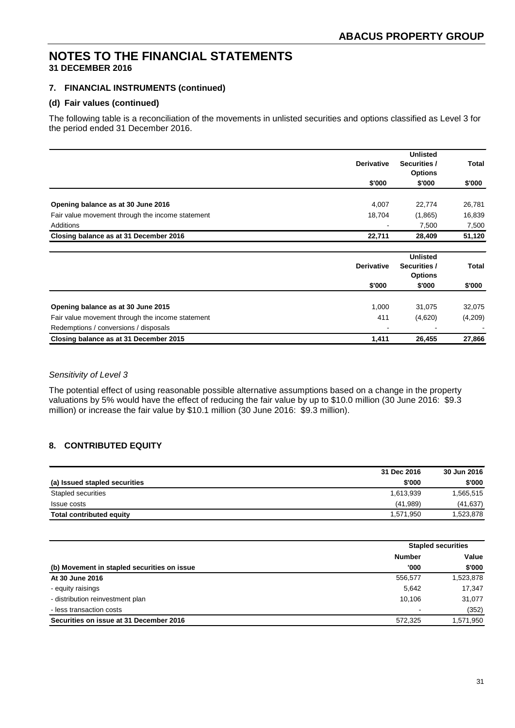# NOTES TO THE FINANCIAL STATEMENTS
**31 DECEMBER 2016**

### 7. FINANCIAL INSTRUMENTS (continued)

#### (d) Fair values (continued)

The following table is a reconciliation of the movements in unlisted securities and options classified as Level 3 for the period ended 31 December 2016.

| | Derivative | Unlisted Securities / Options | Total |
|---|---|---|---|
| | $'000 | $'000 | $'000 |
| Opening balance as at 30 June 2016 | 4,007 | 22,774 | 26,781 |
| Fair value movement through the income statement | 18,704 | (1,865) | 16,839 |
| Additions | - | 7,500 | 7,500 |
| **Closing balance as at 31 December 2016** | **22,711** | **28,409** | **51,120** |

| | Derivative | Unlisted Securities / Options | Total |
|---|---|---|---|
| | $'000 | $'000 | $'000 |
| Opening balance as at 30 June 2015 | 1,000 | 31,075 | 32,075 |
| Fair value movement through the income statement | 411 | (4,620) | (4,209) |
| Redemptions / conversions / disposals | - | - | - |
| **Closing balance as at 31 December 2015** | **1,411** | **26,455** | **27,866** |

*Sensitivity of Level 3*

The potential effect of using reasonable possible alternative assumptions based on a change in the property valuations by 5% would have the effect of reducing the fair value by up to $10.0 million (30 June 2016: $9.3 million) or increase the fair value by $10.1 million (30 June 2016: $9.3 million).

### 8. CONTRIBUTED EQUITY

| | 31 Dec 2016 | 30 Jun 2016 |
|---|---|---|
| **(a) Issued stapled securities** | **$'000** | **$'000** |
| Stapled securities | 1,613,939 | 1,565,515 |
| Issue costs | (41,989) | (41,637) |
| **Total contributed equity** | 1,571,950 | 1,523,878 |

| | Stapled securities | |
|---|---|---|
| | **Number** | **Value** |
| **(b) Movement in stapled securities on issue** | **'000** | **$'000** |
| **At 30 June 2016** | 556,577 | 1,523,878 |
| - equity raisings | 5,642 | 17,347 |
| - distribution reinvestment plan | 10,106 | 31,077 |
| - less transaction costs | - | (352) |
| **Securities on issue at 31 December 2016** | 572,325 | 1,571,950 |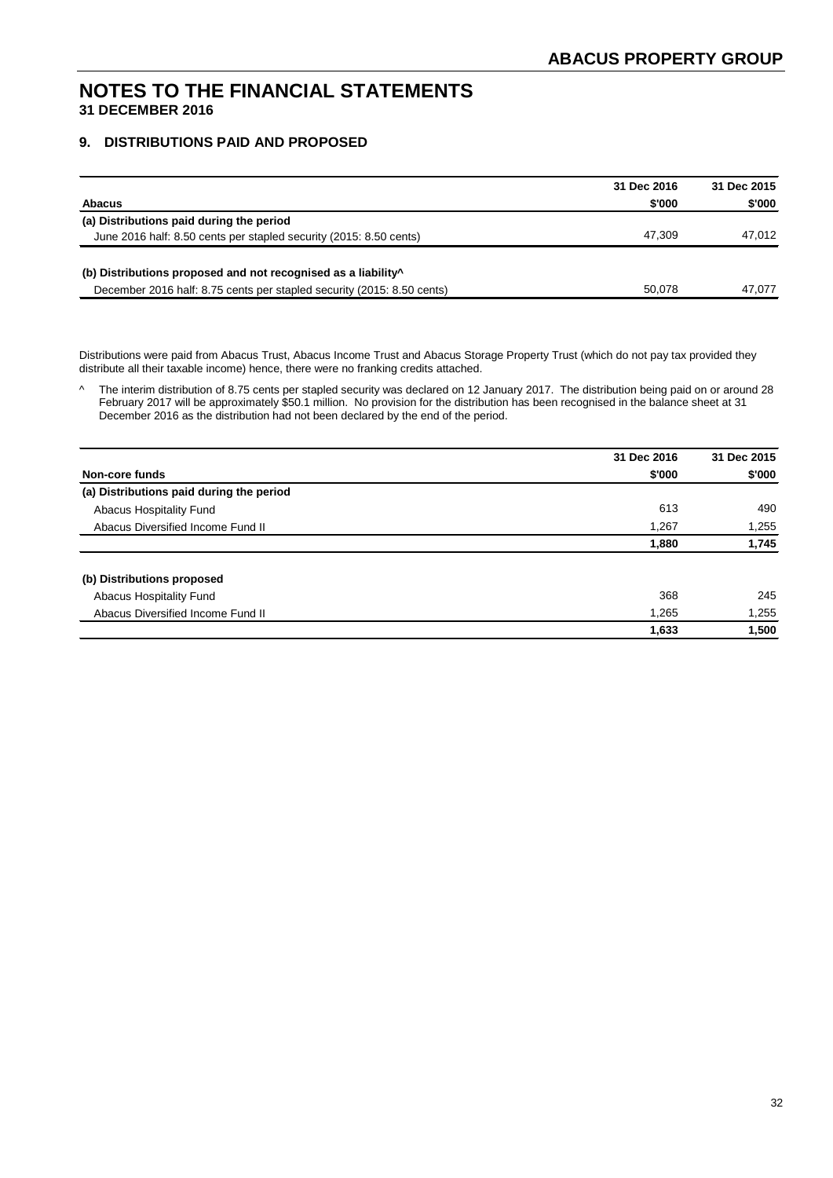# NOTES TO THE FINANCIAL STATEMENTS

**31 DECEMBER 2016**

## 9. DISTRIBUTIONS PAID AND PROPOSED

| Abacus | 31 Dec 2016 $'000 | 31 Dec 2015 $'000 |
|---|---|---|
| **(a) Distributions paid during the period** | | |
| June 2016 half: 8.50 cents per stapled security (2015: 8.50 cents) | 47,309 | 47,012 |
| **(b) Distributions proposed and not recognised as a liability^** | | |
| December 2016 half: 8.75 cents per stapled security (2015: 8.50 cents) | 50,078 | 47,077 |

Distributions were paid from Abacus Trust, Abacus Income Trust and Abacus Storage Property Trust (which do not pay tax provided they distribute all their taxable income) hence, there were no franking credits attached.

^ The interim distribution of 8.75 cents per stapled security was declared on 12 January 2017. The distribution being paid on or around 28 February 2017 will be approximately $50.1 million. No provision for the distribution has been recognised in the balance sheet at 31 December 2016 as the distribution had not been declared by the end of the period.

| Non-core funds | 31 Dec 2016 $'000 | 31 Dec 2015 $'000 |
|---|---|---|
| **(a) Distributions paid during the period** | | |
| Abacus Hospitality Fund | 613 | 490 |
| Abacus Diversified Income Fund II | 1,267 | 1,255 |
| | **1,880** | **1,745** |
| **(b) Distributions proposed** | | |
| Abacus Hospitality Fund | 368 | 245 |
| Abacus Diversified Income Fund II | 1,265 | 1,255 |
| | **1,633** | **1,500** |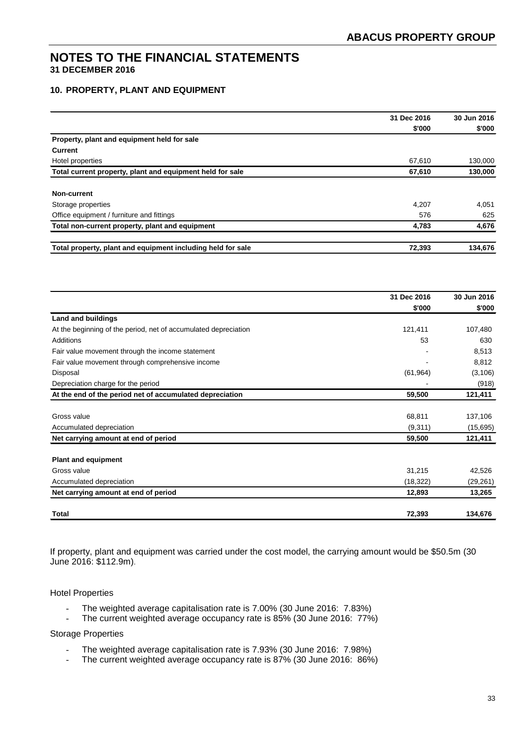# NOTES TO THE FINANCIAL STATEMENTS

**31 DECEMBER 2016**

## 10. PROPERTY, PLANT AND EQUIPMENT

| | 31 Dec 2016 | 30 Jun 2016 |
|---|---|---|
| | $'000 | $'000 |
| **Property, plant and equipment held for sale** | | |
| **Current** | | |
| Hotel properties | 67,610 | 130,000 |
| **Total current property, plant and equipment held for sale** | **67,610** | **130,000** |
| | | |
| **Non-current** | | |
| Storage properties | 4,207 | 4,051 |
| Office equipment / furniture and fittings | 576 | 625 |
| **Total non-current property, plant and equipment** | **4,783** | **4,676** |
| | | |
| **Total property, plant and equipment including held for sale** | **72,393** | **134,676** |

| | 31 Dec 2016 | 30 Jun 2016 |
|---|---|---|
| | $'000 | $'000 |
| **Land and buildings** | | |
| At the beginning of the period, net of accumulated depreciation | 121,411 | 107,480 |
| Additions | 53 | 630 |
| Fair value movement through the income statement | - | 8,513 |
| Fair value movement through comprehensive income | - | 8,812 |
| Disposal | (61,964) | (3,106) |
| Depreciation charge for the period | - | (918) |
| **At the end of the period net of accumulated depreciation** | **59,500** | **121,411** |
| | | |
| Gross value | 68,811 | 137,106 |
| Accumulated depreciation | (9,311) | (15,695) |
| **Net carrying amount at end of period** | **59,500** | **121,411** |
| | | |
| **Plant and equipment** | | |
| Gross value | 31,215 | 42,526 |
| Accumulated depreciation | (18,322) | (29,261) |
| **Net carrying amount at end of period** | **12,893** | **13,265** |
| | | |
| **Total** | **72,393** | **134,676** |

If property, plant and equipment was carried under the cost model, the carrying amount would be $50.5m (30 June 2016: $112.9m).

Hotel Properties

- The weighted average capitalisation rate is 7.00% (30 June 2016: 7.83%)
- The current weighted average occupancy rate is 85% (30 June 2016: 77%)

Storage Properties

- The weighted average capitalisation rate is 7.93% (30 June 2016: 7.98%)
- The current weighted average occupancy rate is 87% (30 June 2016: 86%)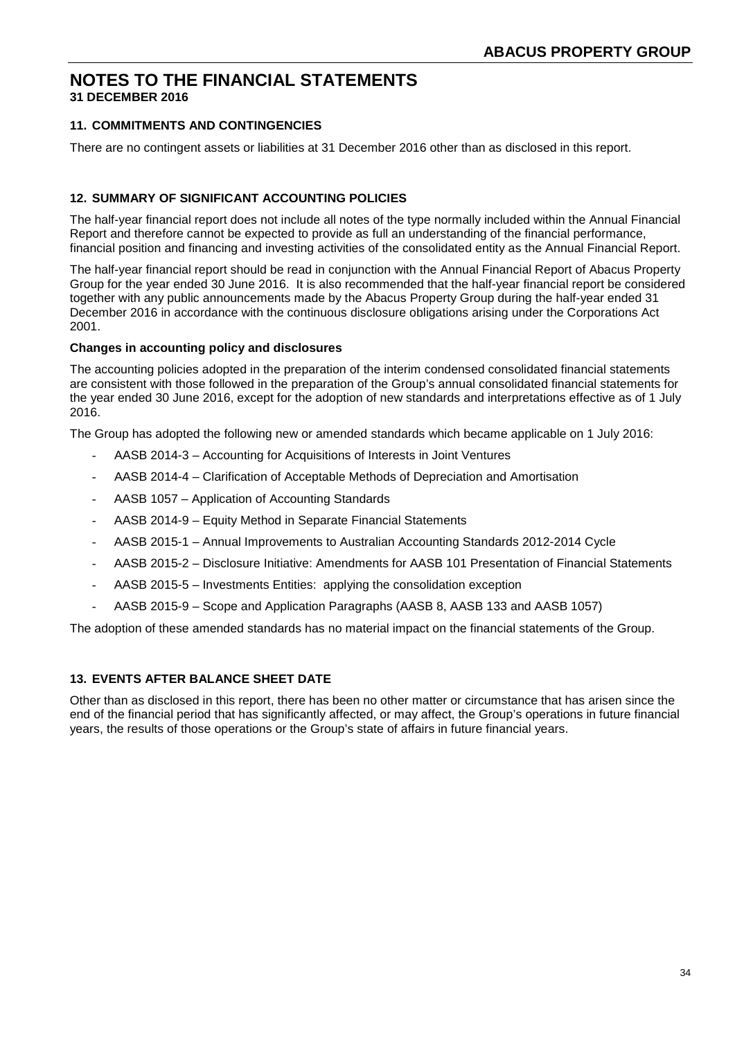# NOTES TO THE FINANCIAL STATEMENTS

**31 DECEMBER 2016**

## 11. COMMITMENTS AND CONTINGENCIES

There are no contingent assets or liabilities at 31 December 2016 other than as disclosed in this report.

## 12. SUMMARY OF SIGNIFICANT ACCOUNTING POLICIES

The half-year financial report does not include all notes of the type normally included within the Annual Financial Report and therefore cannot be expected to provide as full an understanding of the financial performance, financial position and financing and investing activities of the consolidated entity as the Annual Financial Report.

The half-year financial report should be read in conjunction with the Annual Financial Report of Abacus Property Group for the year ended 30 June 2016. It is also recommended that the half-year financial report be considered together with any public announcements made by the Abacus Property Group during the half-year ended 31 December 2016 in accordance with the continuous disclosure obligations arising under the Corporations Act 2001.

**Changes in accounting policy and disclosures**

The accounting policies adopted in the preparation of the interim condensed consolidated financial statements are consistent with those followed in the preparation of the Group's annual consolidated financial statements for the year ended 30 June 2016, except for the adoption of new standards and interpretations effective as of 1 July 2016.

The Group has adopted the following new or amended standards which became applicable on 1 July 2016:

- AASB 2014-3 – Accounting for Acquisitions of Interests in Joint Ventures
- AASB 2014-4 – Clarification of Acceptable Methods of Depreciation and Amortisation
- AASB 1057 – Application of Accounting Standards
- AASB 2014-9 – Equity Method in Separate Financial Statements
- AASB 2015-1 – Annual Improvements to Australian Accounting Standards 2012-2014 Cycle
- AASB 2015-2 – Disclosure Initiative: Amendments for AASB 101 Presentation of Financial Statements
- AASB 2015-5 – Investments Entities: applying the consolidation exception
- AASB 2015-9 – Scope and Application Paragraphs (AASB 8, AASB 133 and AASB 1057)

The adoption of these amended standards has no material impact on the financial statements of the Group.

## 13. EVENTS AFTER BALANCE SHEET DATE

Other than as disclosed in this report, there has been no other matter or circumstance that has arisen since the end of the financial period that has significantly affected, or may affect, the Group's operations in future financial years, the results of those operations or the Group's state of affairs in future financial years.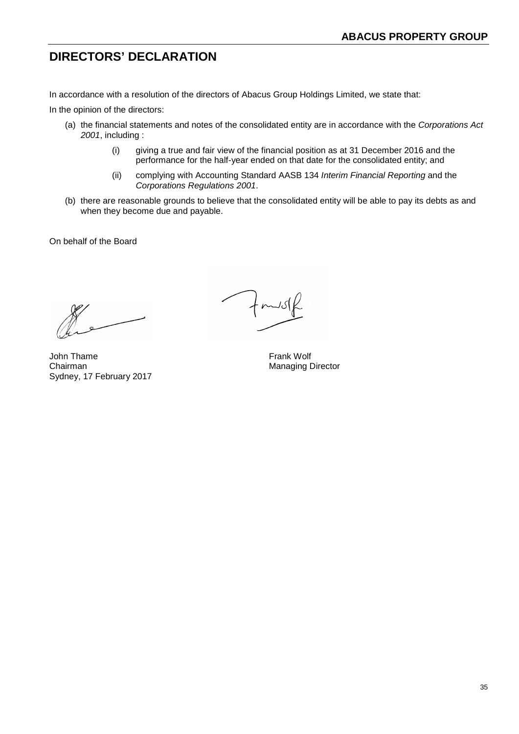# DIRECTORS' DECLARATION

In accordance with a resolution of the directors of Abacus Group Holdings Limited, we state that:

In the opinion of the directors:

(a) the financial statements and notes of the consolidated entity are in accordance with the *Corporations Act 2001*, including :

   (i) giving a true and fair view of the financial position as at 31 December 2016 and the performance for the half-year ended on that date for the consolidated entity; and

   (ii) complying with Accounting Standard AASB 134 *Interim Financial Reporting* and the *Corporations Regulations 2001*.

(b) there are reasonable grounds to believe that the consolidated entity will be able to pay its debts as and when they become due and payable.

On behalf of the Board

John Thame
Chairman
Sydney, 17 February 2017

Frank Wolf
Managing Director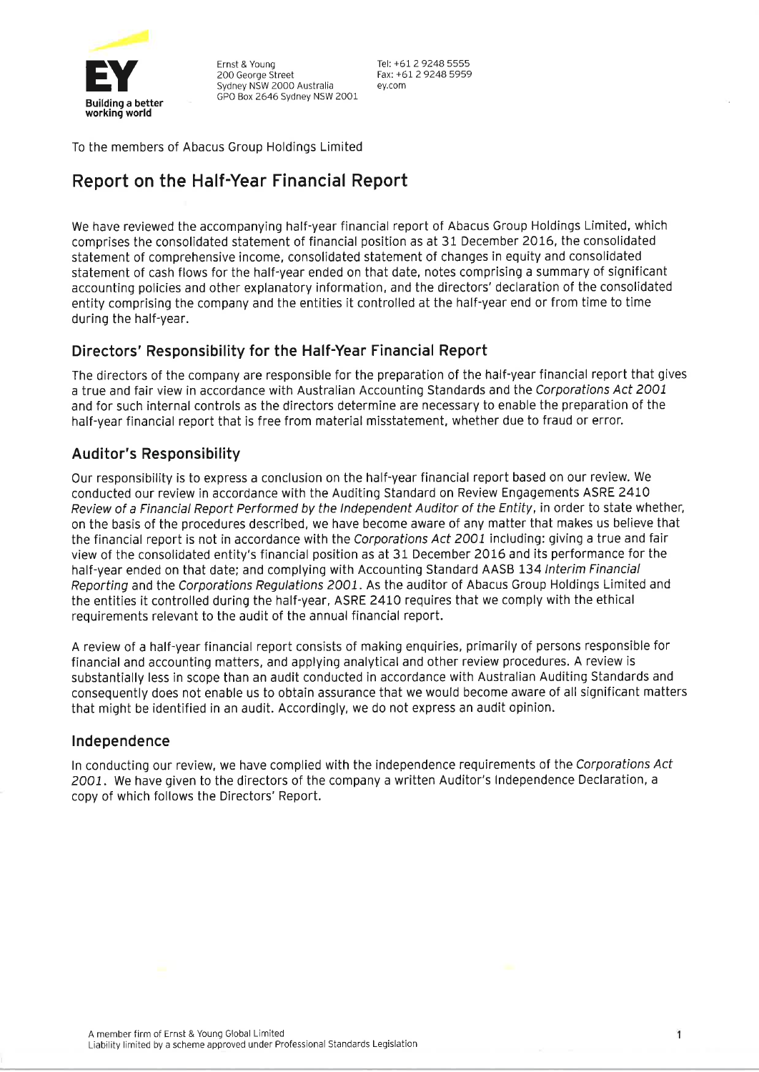Ernst & Young
200 George Street
Sydney NSW 2000 Australia
GPO Box 2646 Sydney NSW 2001

Tel: +61 2 9248 5555
Fax: +61 2 9248 5959
ey.com

To the members of Abacus Group Holdings Limited

# Report on the Half-Year Financial Report

We have reviewed the accompanying half-year financial report of Abacus Group Holdings Limited, which comprises the consolidated statement of financial position as at 31 December 2016, the consolidated statement of comprehensive income, consolidated statement of changes in equity and consolidated statement of cash flows for the half-year ended on that date, notes comprising a summary of significant accounting policies and other explanatory information, and the directors' declaration of the consolidated entity comprising the company and the entities it controlled at the half-year end or from time to time during the half-year.

## Directors' Responsibility for the Half-Year Financial Report

The directors of the company are responsible for the preparation of the half-year financial report that gives a true and fair view in accordance with Australian Accounting Standards and the *Corporations Act 2001* and for such internal controls as the directors determine are necessary to enable the preparation of the half-year financial report that is free from material misstatement, whether due to fraud or error.

## Auditor's Responsibility

Our responsibility is to express a conclusion on the half-year financial report based on our review. We conducted our review in accordance with the Auditing Standard on Review Engagements ASRE 2410 *Review of a Financial Report Performed by the Independent Auditor of the Entity*, in order to state whether, on the basis of the procedures described, we have become aware of any matter that makes us believe that the financial report is not in accordance with the *Corporations Act 2001* including: giving a true and fair view of the consolidated entity's financial position as at 31 December 2016 and its performance for the half-year ended on that date; and complying with Accounting Standard AASB 134 *Interim Financial Reporting* and the *Corporations Regulations 2001*. As the auditor of Abacus Group Holdings Limited and the entities it controlled during the half-year, ASRE 2410 requires that we comply with the ethical requirements relevant to the audit of the annual financial report.

A review of a half-year financial report consists of making enquiries, primarily of persons responsible for financial and accounting matters, and applying analytical and other review procedures. A review is substantially less in scope than an audit conducted in accordance with Australian Auditing Standards and consequently does not enable us to obtain assurance that we would become aware of all significant matters that might be identified in an audit. Accordingly, we do not express an audit opinion.

## Independence

In conducting our review, we have complied with the independence requirements of the *Corporations Act 2001*. We have given to the directors of the company a written Auditor's Independence Declaration, a copy of which follows the Directors' Report.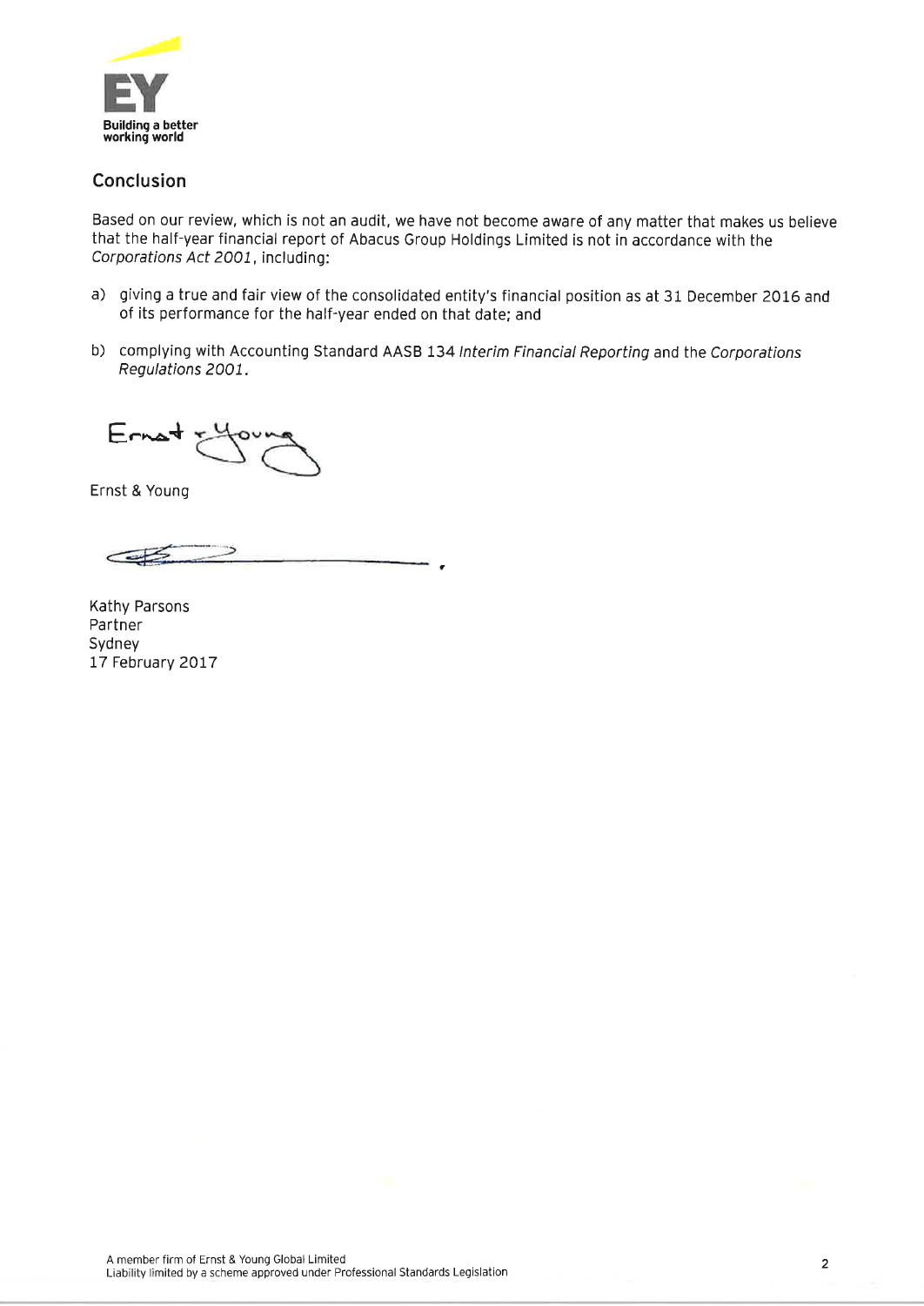## Conclusion

Based on our review, which is not an audit, we have not become aware of any matter that makes us believe that the half-year financial report of Abacus Group Holdings Limited is not in accordance with the *Corporations Act 2001*, including:

a) giving a true and fair view of the consolidated entity's financial position as at 31 December 2016 and of its performance for the half-year ended on that date; and

b) complying with Accounting Standard AASB 134 *Interim Financial Reporting* and the *Corporations Regulations 2001*.

Ernst & Young

Kathy Parsons
Partner
Sydney
17 February 2017

A member firm of Ernst & Young Global Limited
Liability limited by a scheme approved under Professional Standards Legislation